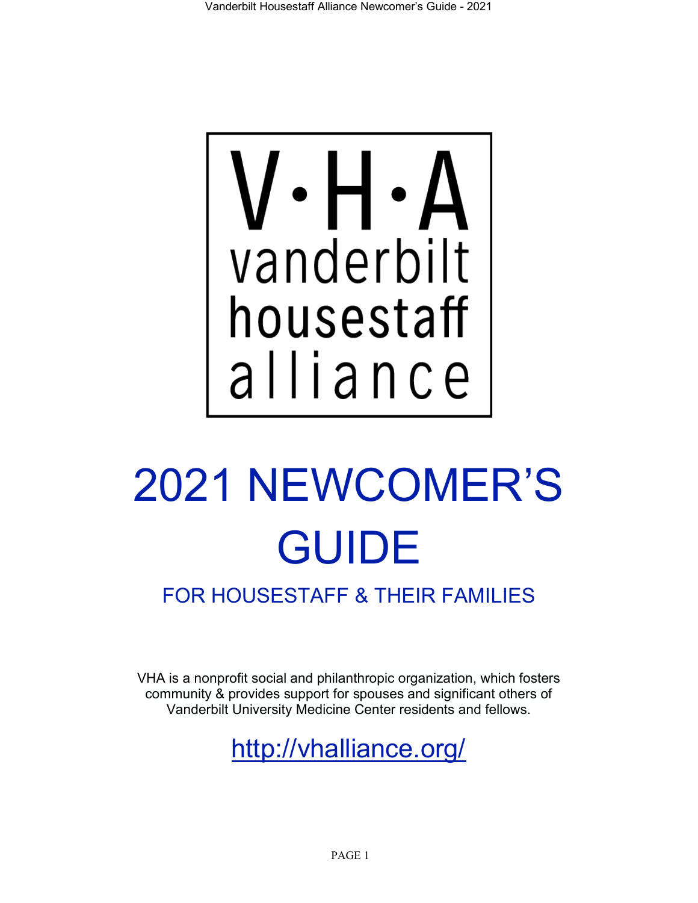V·H·A
vanderbilt
housestaff
alliance

# 2021 NEWCOMER'S GUIDE

## FOR HOUSESTAFF & THEIR FAMILIES

VHA is a nonprofit social and philanthropic organization, which fosters community & provides support for spouses and significant others of Vanderbilt University Medicine Center residents and fellows.

http://vhalliance.org/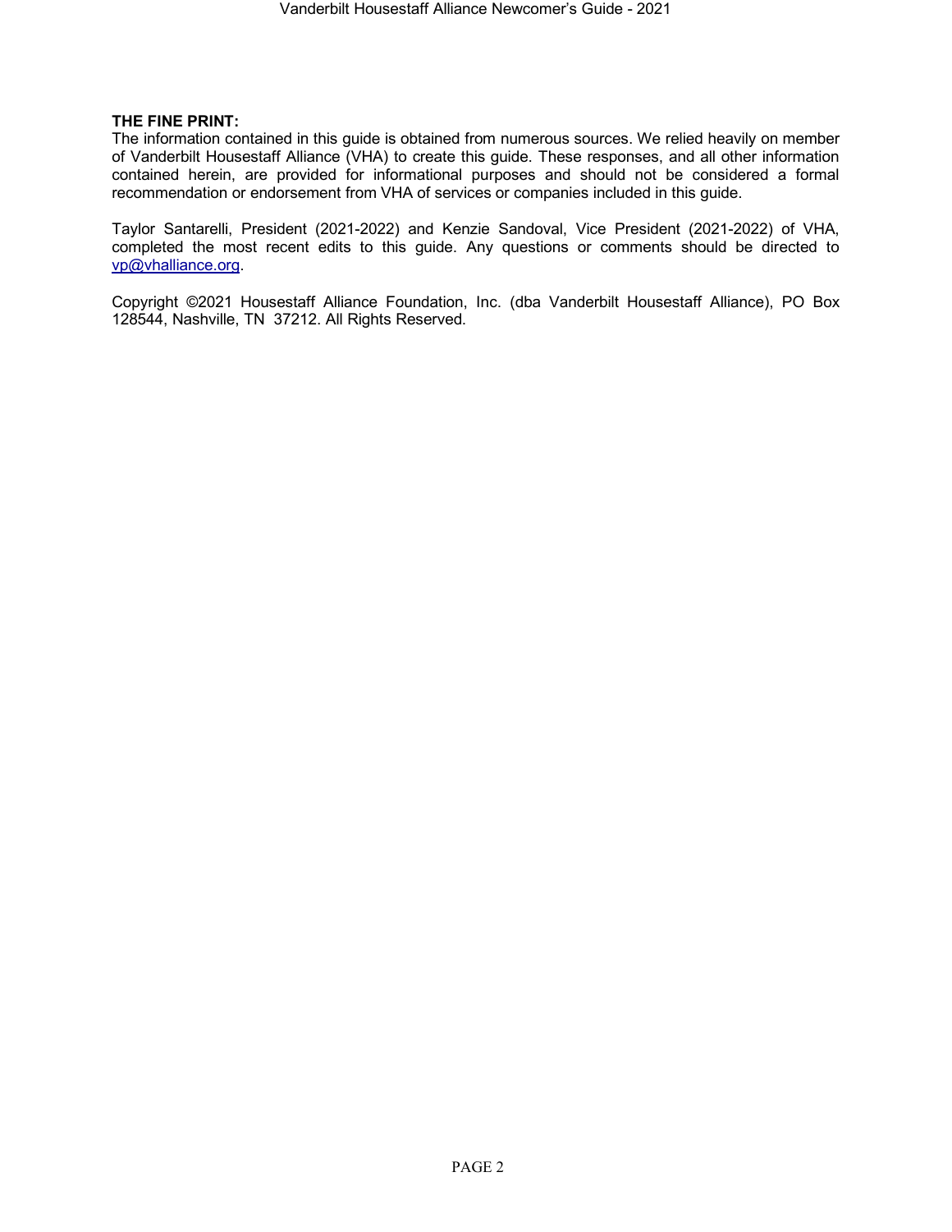**THE FINE PRINT:**
The information contained in this guide is obtained from numerous sources. We relied heavily on member of Vanderbilt Housestaff Alliance (VHA) to create this guide. These responses, and all other information contained herein, are provided for informational purposes and should not be considered a formal recommendation or endorsement from VHA of services or companies included in this guide.

Taylor Santarelli, President (2021-2022) and Kenzie Sandoval, Vice President (2021-2022) of VHA, completed the most recent edits to this guide. Any questions or comments should be directed to vp@vhalliance.org.

Copyright ©2021 Housestaff Alliance Foundation, Inc. (dba Vanderbilt Housestaff Alliance), PO Box 128544, Nashville, TN 37212. All Rights Reserved.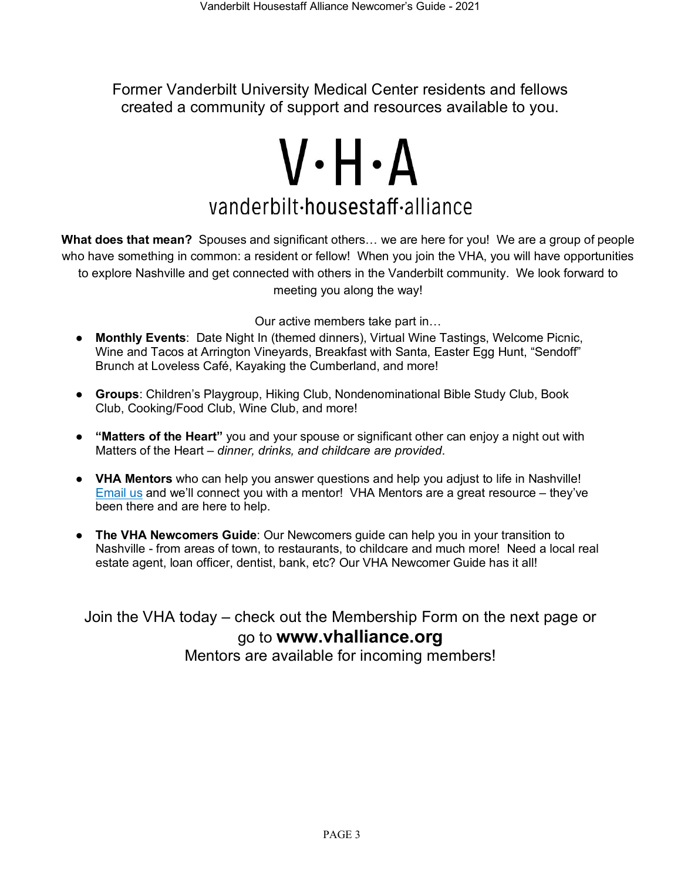Former Vanderbilt University Medical Center residents and fellows created a community of support and resources available to you.

# V•H•A

## vanderbilt•housestaff•alliance

**What does that mean?** Spouses and significant others… we are here for you! We are a group of people who have something in common: a resident or fellow! When you join the VHA, you will have opportunities to explore Nashville and get connected with others in the Vanderbilt community. We look forward to meeting you along the way!

Our active members take part in…

- **Monthly Events**: Date Night In (themed dinners), Virtual Wine Tastings, Welcome Picnic, Wine and Tacos at Arrington Vineyards, Breakfast with Santa, Easter Egg Hunt, "Sendoff" Brunch at Loveless Café, Kayaking the Cumberland, and more!
- **Groups**: Children's Playgroup, Hiking Club, Nondenominational Bible Study Club, Book Club, Cooking/Food Club, Wine Club, and more!
- **"Matters of the Heart"** you and your spouse or significant other can enjoy a night out with Matters of the Heart – *dinner, drinks, and childcare are provided*.
- **VHA Mentors** who can help you answer questions and help you adjust to life in Nashville! Email us and we'll connect you with a mentor! VHA Mentors are a great resource – they've been there and are here to help.
- **The VHA Newcomers Guide**: Our Newcomers guide can help you in your transition to Nashville - from areas of town, to restaurants, to childcare and much more! Need a local real estate agent, loan officer, dentist, bank, etc? Our VHA Newcomer Guide has it all!

Join the VHA today – check out the Membership Form on the next page or go to **www.vhalliance.org**
Mentors are available for incoming members!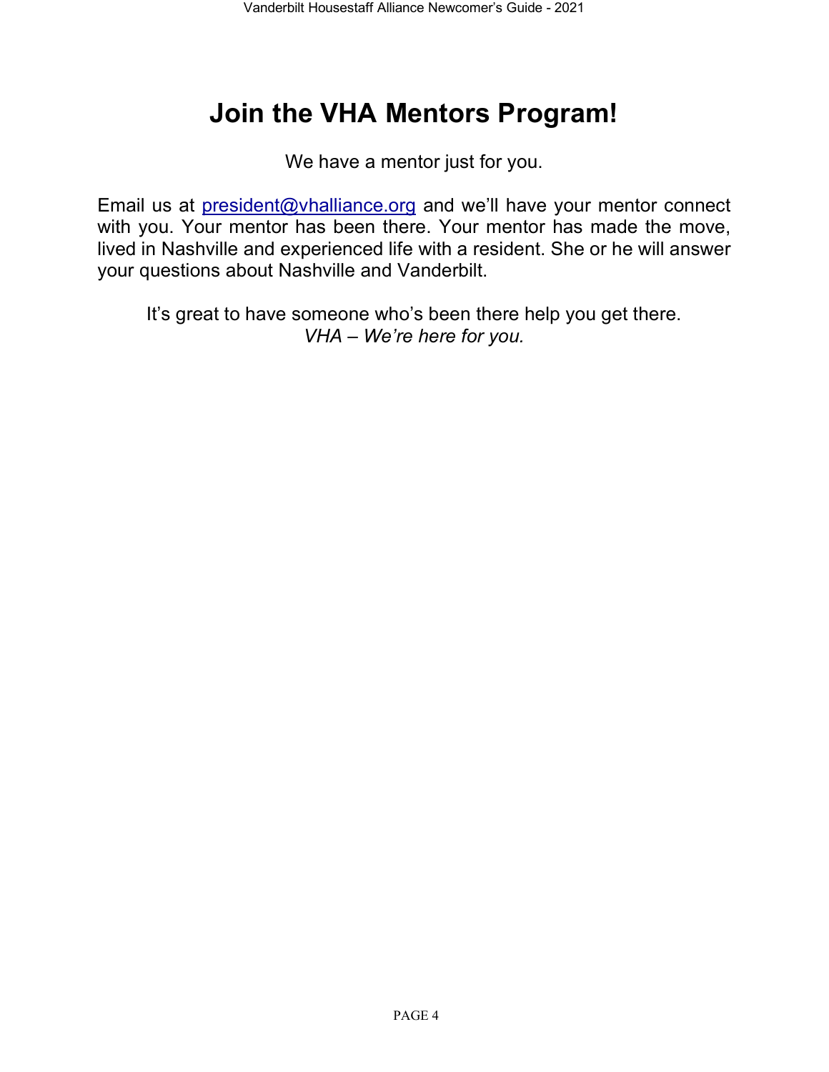# Join the VHA Mentors Program!

We have a mentor just for you.

Email us at president@vhalliance.org and we'll have your mentor connect with you. Your mentor has been there. Your mentor has made the move, lived in Nashville and experienced life with a resident. She or he will answer your questions about Nashville and Vanderbilt.

It's great to have someone who's been there help you get there.
*VHA – We're here for you.*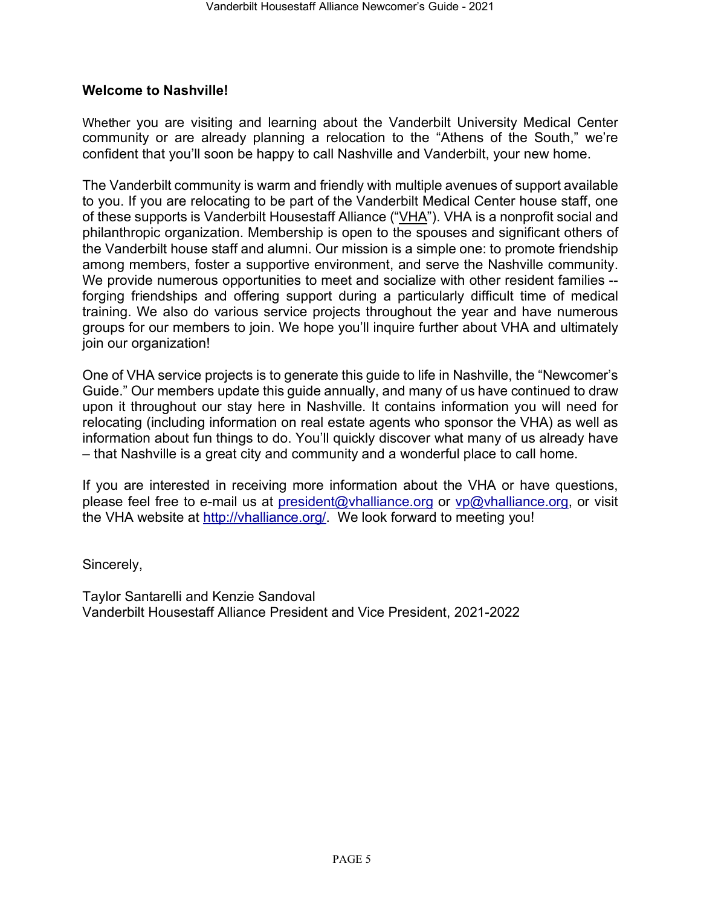**Welcome to Nashville!**

Whether you are visiting and learning about the Vanderbilt University Medical Center community or are already planning a relocation to the "Athens of the South," we're confident that you'll soon be happy to call Nashville and Vanderbilt, your new home.

The Vanderbilt community is warm and friendly with multiple avenues of support available to you. If you are relocating to be part of the Vanderbilt Medical Center house staff, one of these supports is Vanderbilt Housestaff Alliance ("VHA"). VHA is a nonprofit social and philanthropic organization. Membership is open to the spouses and significant others of the Vanderbilt house staff and alumni. Our mission is a simple one: to promote friendship among members, foster a supportive environment, and serve the Nashville community. We provide numerous opportunities to meet and socialize with other resident families -- forging friendships and offering support during a particularly difficult time of medical training. We also do various service projects throughout the year and have numerous groups for our members to join. We hope you'll inquire further about VHA and ultimately join our organization!

One of VHA service projects is to generate this guide to life in Nashville, the "Newcomer's Guide." Our members update this guide annually, and many of us have continued to draw upon it throughout our stay here in Nashville. It contains information you will need for relocating (including information on real estate agents who sponsor the VHA) as well as information about fun things to do. You'll quickly discover what many of us already have – that Nashville is a great city and community and a wonderful place to call home.

If you are interested in receiving more information about the VHA or have questions, please feel free to e-mail us at president@vhalliance.org or vp@vhalliance.org, or visit the VHA website at http://vhalliance.org/. We look forward to meeting you!

Sincerely,

Taylor Santarelli and Kenzie Sandoval
Vanderbilt Housestaff Alliance President and Vice President, 2021-2022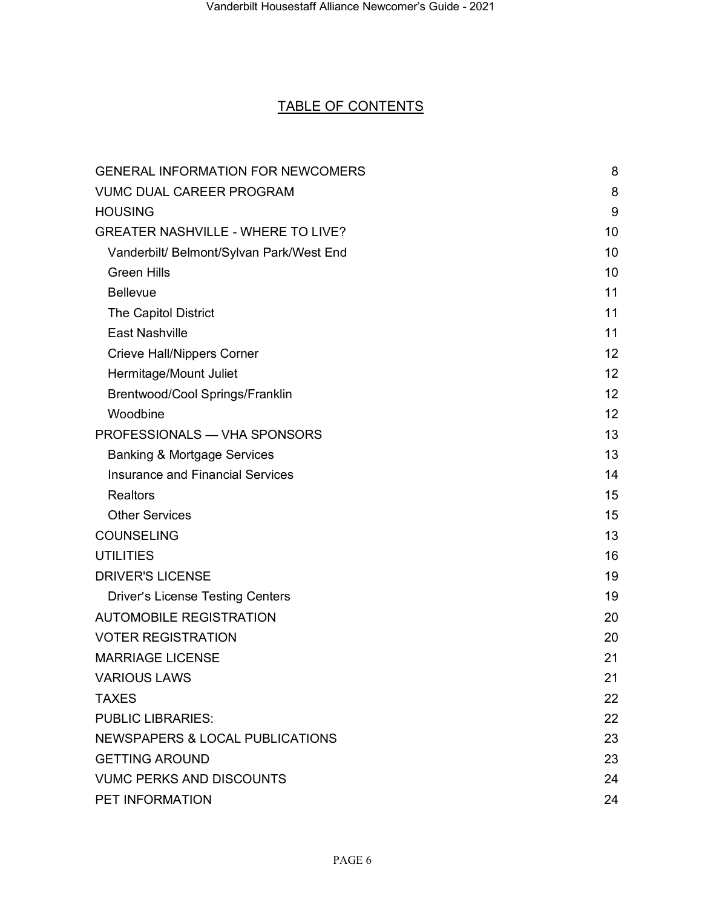## TABLE OF CONTENTS

| | |
|---|---|
| GENERAL INFORMATION FOR NEWCOMERS | 8 |
| VUMC DUAL CAREER PROGRAM | 8 |
| HOUSING | 9 |
| GREATER NASHVILLE - WHERE TO LIVE? | 10 |
| Vanderbilt/ Belmont/Sylvan Park/West End | 10 |
| Green Hills | 10 |
| Bellevue | 11 |
| The Capitol District | 11 |
| East Nashville | 11 |
| Crieve Hall/Nippers Corner | 12 |
| Hermitage/Mount Juliet | 12 |
| Brentwood/Cool Springs/Franklin | 12 |
| Woodbine | 12 |
| PROFESSIONALS — VHA SPONSORS | 13 |
| Banking & Mortgage Services | 13 |
| Insurance and Financial Services | 14 |
| Realtors | 15 |
| Other Services | 15 |
| COUNSELING | 13 |
| UTILITIES | 16 |
| DRIVER'S LICENSE | 19 |
| Driver's License Testing Centers | 19 |
| AUTOMOBILE REGISTRATION | 20 |
| VOTER REGISTRATION | 20 |
| MARRIAGE LICENSE | 21 |
| VARIOUS LAWS | 21 |
| TAXES | 22 |
| PUBLIC LIBRARIES: | 22 |
| NEWSPAPERS & LOCAL PUBLICATIONS | 23 |
| GETTING AROUND | 23 |
| VUMC PERKS AND DISCOUNTS | 24 |
| PET INFORMATION | 24 |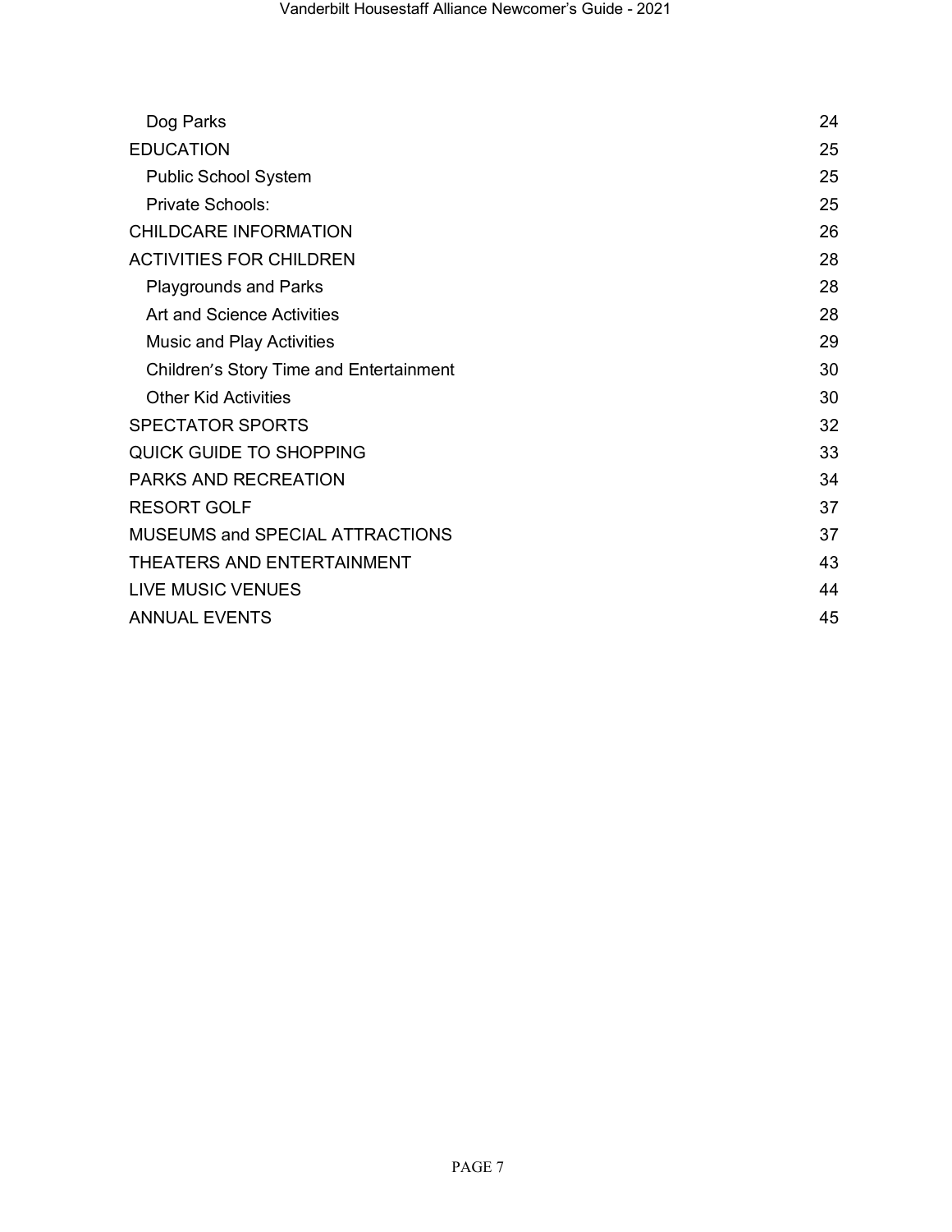| | |
|---|---|
| Dog Parks | 24 |
| EDUCATION | 25 |
| Public School System | 25 |
| Private Schools: | 25 |
| CHILDCARE INFORMATION | 26 |
| ACTIVITIES FOR CHILDREN | 28 |
| Playgrounds and Parks | 28 |
| Art and Science Activities | 28 |
| Music and Play Activities | 29 |
| Children's Story Time and Entertainment | 30 |
| Other Kid Activities | 30 |
| SPECTATOR SPORTS | 32 |
| QUICK GUIDE TO SHOPPING | 33 |
| PARKS AND RECREATION | 34 |
| RESORT GOLF | 37 |
| MUSEUMS and SPECIAL ATTRACTIONS | 37 |
| THEATERS AND ENTERTAINMENT | 43 |
| LIVE MUSIC VENUES | 44 |
| ANNUAL EVENTS | 45 |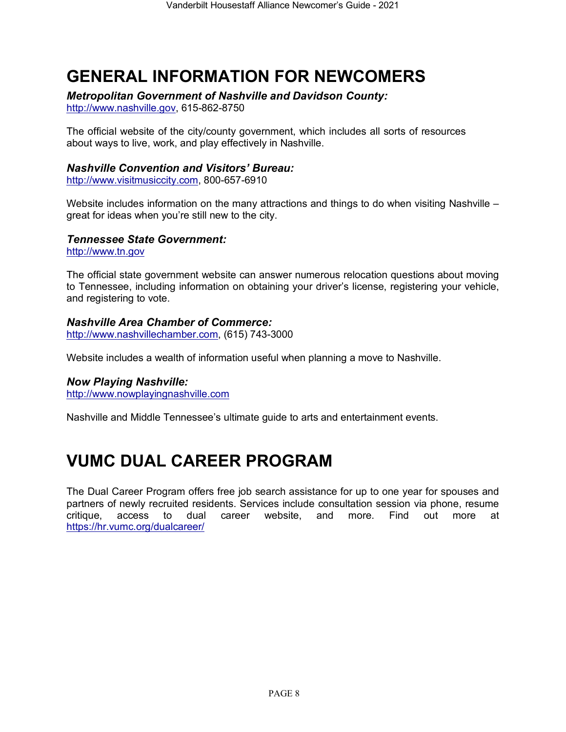# GENERAL INFORMATION FOR NEWCOMERS

***Metropolitan Government of Nashville and Davidson County:***
http://www.nashville.gov, 615-862-8750

The official website of the city/county government, which includes all sorts of resources about ways to live, work, and play effectively in Nashville.

***Nashville Convention and Visitors' Bureau:***
http://www.visitmusiccity.com, 800-657-6910

Website includes information on the many attractions and things to do when visiting Nashville – great for ideas when you're still new to the city.

***Tennessee State Government:***
http://www.tn.gov

The official state government website can answer numerous relocation questions about moving to Tennessee, including information on obtaining your driver's license, registering your vehicle, and registering to vote.

***Nashville Area Chamber of Commerce:***
http://www.nashvillechamber.com, (615) 743-3000

Website includes a wealth of information useful when planning a move to Nashville.

***Now Playing Nashville:***
http://www.nowplayingnashville.com

Nashville and Middle Tennessee's ultimate guide to arts and entertainment events.

# VUMC DUAL CAREER PROGRAM

The Dual Career Program offers free job search assistance for up to one year for spouses and partners of newly recruited residents. Services include consultation session via phone, resume critique, access to dual career website, and more. Find out more at https://hr.vumc.org/dualcareer/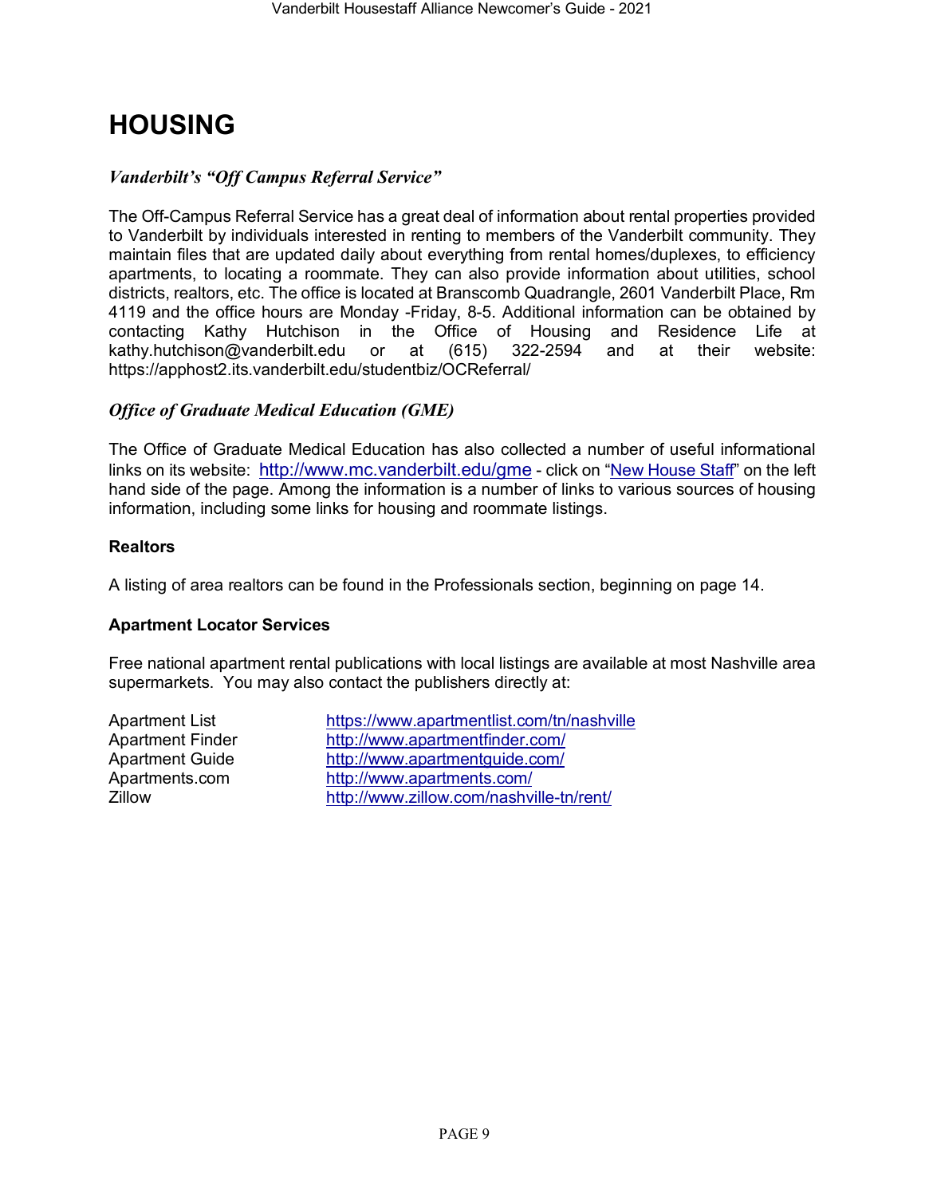# HOUSING

## *Vanderbilt's "Off Campus Referral Service"*

The Off-Campus Referral Service has a great deal of information about rental properties provided to Vanderbilt by individuals interested in renting to members of the Vanderbilt community. They maintain files that are updated daily about everything from rental homes/duplexes, to efficiency apartments, to locating a roommate. They can also provide information about utilities, school districts, realtors, etc. The office is located at Branscomb Quadrangle, 2601 Vanderbilt Place, Rm 4119 and the office hours are Monday -Friday, 8-5. Additional information can be obtained by contacting Kathy Hutchison in the Office of Housing and Residence Life at kathy.hutchison@vanderbilt.edu or at (615) 322-2594 and at their website: https://apphost2.its.vanderbilt.edu/studentbiz/OCReferral/

## *Office of Graduate Medical Education (GME)*

The Office of Graduate Medical Education has also collected a number of useful informational links on its website: http://www.mc.vanderbilt.edu/gme - click on "New House Staff" on the left hand side of the page. Among the information is a number of links to various sources of housing information, including some links for housing and roommate listings.

### Realtors

A listing of area realtors can be found in the Professionals section, beginning on page 14.

### Apartment Locator Services

Free national apartment rental publications with local listings are available at most Nashville area supermarkets. You may also contact the publishers directly at:

| | |
|---|---|
| Apartment List | https://www.apartmentlist.com/tn/nashville |
| Apartment Finder | http://www.apartmentfinder.com/ |
| Apartment Guide | http://www.apartmentguide.com/ |
| Apartments.com | http://www.apartments.com/ |
| Zillow | http://www.zillow.com/nashville-tn/rent/ |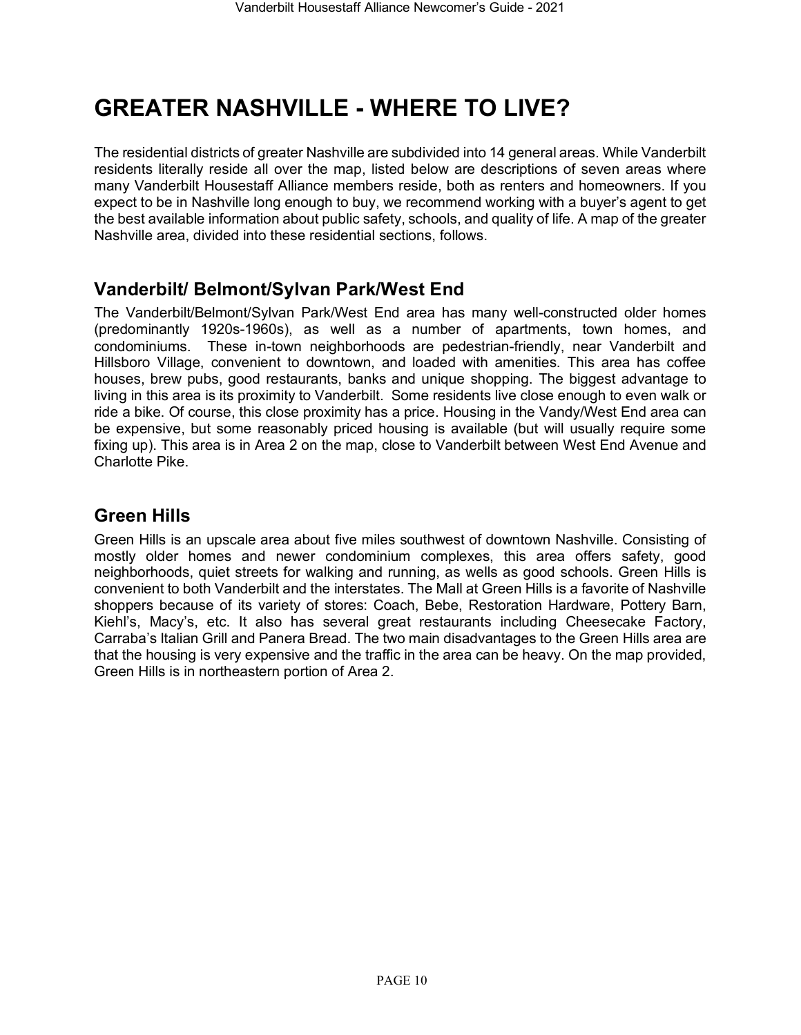# GREATER NASHVILLE - WHERE TO LIVE?

The residential districts of greater Nashville are subdivided into 14 general areas. While Vanderbilt residents literally reside all over the map, listed below are descriptions of seven areas where many Vanderbilt Housestaff Alliance members reside, both as renters and homeowners. If you expect to be in Nashville long enough to buy, we recommend working with a buyer's agent to get the best available information about public safety, schools, and quality of life. A map of the greater Nashville area, divided into these residential sections, follows.

## Vanderbilt/ Belmont/Sylvan Park/West End

The Vanderbilt/Belmont/Sylvan Park/West End area has many well-constructed older homes (predominantly 1920s-1960s), as well as a number of apartments, town homes, and condominiums. These in-town neighborhoods are pedestrian-friendly, near Vanderbilt and Hillsboro Village, convenient to downtown, and loaded with amenities. This area has coffee houses, brew pubs, good restaurants, banks and unique shopping. The biggest advantage to living in this area is its proximity to Vanderbilt. Some residents live close enough to even walk or ride a bike. Of course, this close proximity has a price. Housing in the Vandy/West End area can be expensive, but some reasonably priced housing is available (but will usually require some fixing up). This area is in Area 2 on the map, close to Vanderbilt between West End Avenue and Charlotte Pike.

## Green Hills

Green Hills is an upscale area about five miles southwest of downtown Nashville. Consisting of mostly older homes and newer condominium complexes, this area offers safety, good neighborhoods, quiet streets for walking and running, as wells as good schools. Green Hills is convenient to both Vanderbilt and the interstates. The Mall at Green Hills is a favorite of Nashville shoppers because of its variety of stores: Coach, Bebe, Restoration Hardware, Pottery Barn, Kiehl's, Macy's, etc. It also has several great restaurants including Cheesecake Factory, Carraba's Italian Grill and Panera Bread. The two main disadvantages to the Green Hills area are that the housing is very expensive and the traffic in the area can be heavy. On the map provided, Green Hills is in northeastern portion of Area 2.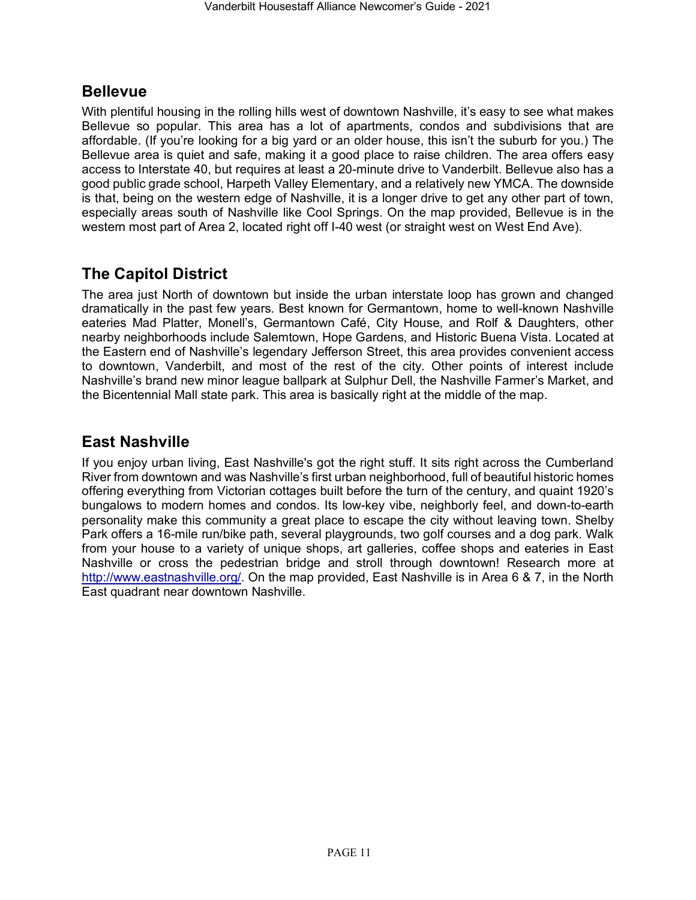## Bellevue

With plentiful housing in the rolling hills west of downtown Nashville, it's easy to see what makes Bellevue so popular. This area has a lot of apartments, condos and subdivisions that are affordable. (If you're looking for a big yard or an older house, this isn't the suburb for you.) The Bellevue area is quiet and safe, making it a good place to raise children. The area offers easy access to Interstate 40, but requires at least a 20-minute drive to Vanderbilt. Bellevue also has a good public grade school, Harpeth Valley Elementary, and a relatively new YMCA. The downside is that, being on the western edge of Nashville, it is a longer drive to get any other part of town, especially areas south of Nashville like Cool Springs. On the map provided, Bellevue is in the western most part of Area 2, located right off I-40 west (or straight west on West End Ave).

## The Capitol District

The area just North of downtown but inside the urban interstate loop has grown and changed dramatically in the past few years. Best known for Germantown, home to well-known Nashville eateries Mad Platter, Monell's, Germantown Café, City House, and Rolf & Daughters, other nearby neighborhoods include Salemtown, Hope Gardens, and Historic Buena Vista. Located at the Eastern end of Nashville's legendary Jefferson Street, this area provides convenient access to downtown, Vanderbilt, and most of the rest of the city. Other points of interest include Nashville's brand new minor league ballpark at Sulphur Dell, the Nashville Farmer's Market, and the Bicentennial Mall state park. This area is basically right at the middle of the map.

## East Nashville

If you enjoy urban living, East Nashville's got the right stuff. It sits right across the Cumberland River from downtown and was Nashville's first urban neighborhood, full of beautiful historic homes offering everything from Victorian cottages built before the turn of the century, and quaint 1920's bungalows to modern homes and condos. Its low-key vibe, neighborly feel, and down-to-earth personality make this community a great place to escape the city without leaving town. Shelby Park offers a 16-mile run/bike path, several playgrounds, two golf courses and a dog park. Walk from your house to a variety of unique shops, art galleries, coffee shops and eateries in East Nashville or cross the pedestrian bridge and stroll through downtown! Research more at http://www.eastnashville.org/. On the map provided, East Nashville is in Area 6 & 7, in the North East quadrant near downtown Nashville.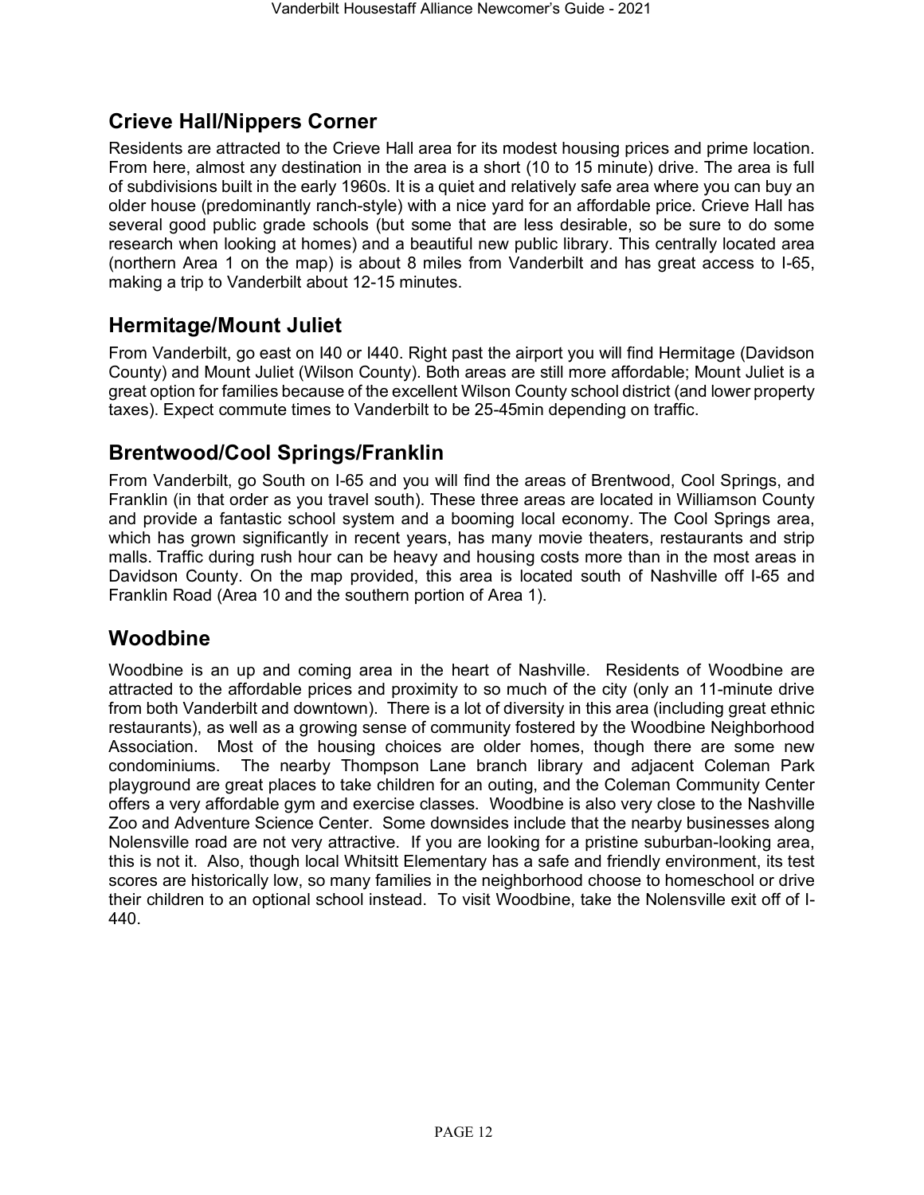## Crieve Hall/Nippers Corner

Residents are attracted to the Crieve Hall area for its modest housing prices and prime location. From here, almost any destination in the area is a short (10 to 15 minute) drive. The area is full of subdivisions built in the early 1960s. It is a quiet and relatively safe area where you can buy an older house (predominantly ranch-style) with a nice yard for an affordable price. Crieve Hall has several good public grade schools (but some that are less desirable, so be sure to do some research when looking at homes) and a beautiful new public library. This centrally located area (northern Area 1 on the map) is about 8 miles from Vanderbilt and has great access to I-65, making a trip to Vanderbilt about 12-15 minutes.

## Hermitage/Mount Juliet

From Vanderbilt, go east on I40 or I440. Right past the airport you will find Hermitage (Davidson County) and Mount Juliet (Wilson County). Both areas are still more affordable; Mount Juliet is a great option for families because of the excellent Wilson County school district (and lower property taxes). Expect commute times to Vanderbilt to be 25-45min depending on traffic.

## Brentwood/Cool Springs/Franklin

From Vanderbilt, go South on I-65 and you will find the areas of Brentwood, Cool Springs, and Franklin (in that order as you travel south). These three areas are located in Williamson County and provide a fantastic school system and a booming local economy. The Cool Springs area, which has grown significantly in recent years, has many movie theaters, restaurants and strip malls. Traffic during rush hour can be heavy and housing costs more than in the most areas in Davidson County. On the map provided, this area is located south of Nashville off I-65 and Franklin Road (Area 10 and the southern portion of Area 1).

## Woodbine

Woodbine is an up and coming area in the heart of Nashville. Residents of Woodbine are attracted to the affordable prices and proximity to so much of the city (only an 11-minute drive from both Vanderbilt and downtown). There is a lot of diversity in this area (including great ethnic restaurants), as well as a growing sense of community fostered by the Woodbine Neighborhood Association. Most of the housing choices are older homes, though there are some new condominiums. The nearby Thompson Lane branch library and adjacent Coleman Park playground are great places to take children for an outing, and the Coleman Community Center offers a very affordable gym and exercise classes. Woodbine is also very close to the Nashville Zoo and Adventure Science Center. Some downsides include that the nearby businesses along Nolensville road are not very attractive. If you are looking for a pristine suburban-looking area, this is not it. Also, though local Whitsitt Elementary has a safe and friendly environment, its test scores are historically low, so many families in the neighborhood choose to homeschool or drive their children to an optional school instead. To visit Woodbine, take the Nolensville exit off of I-440.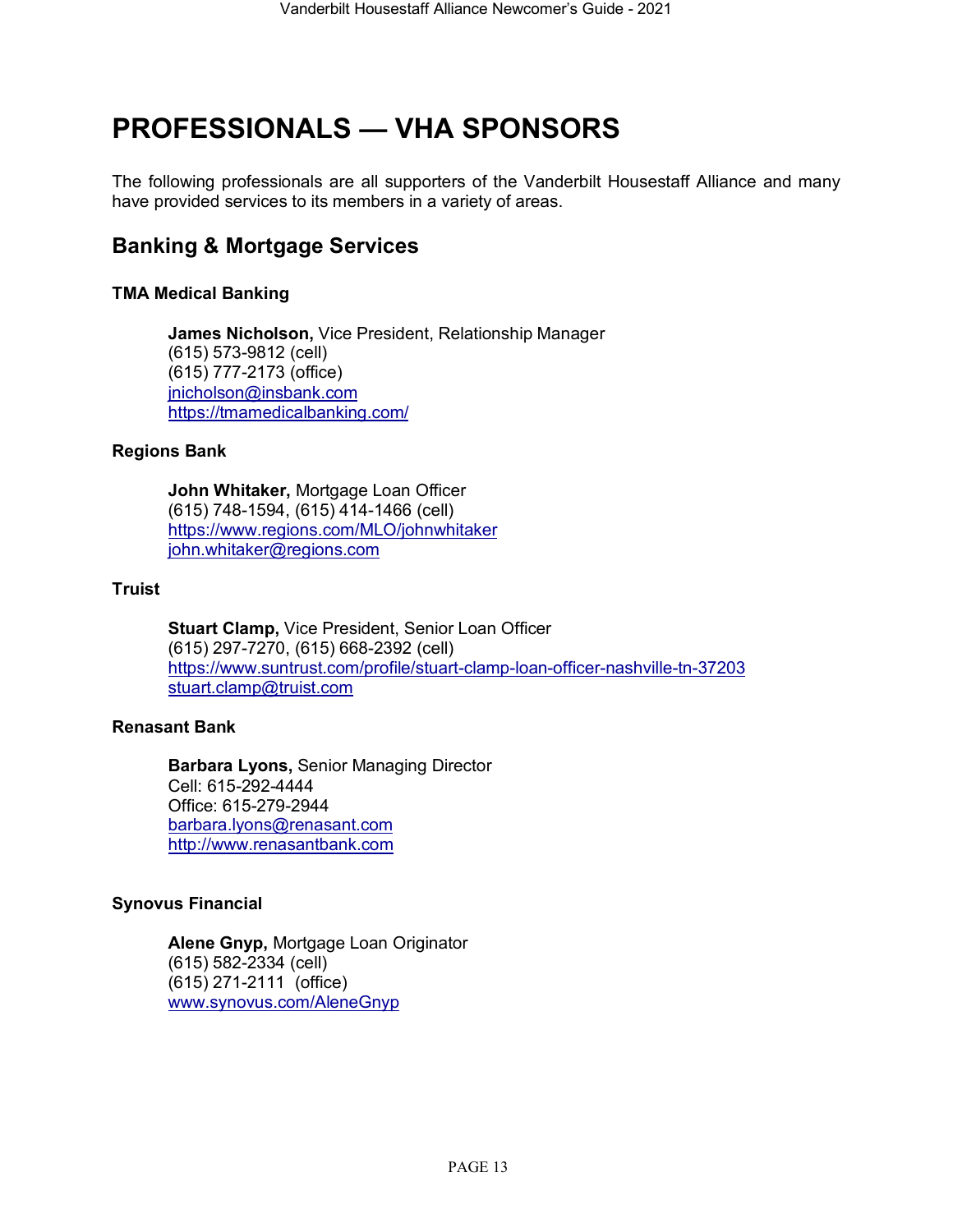# PROFESSIONALS — VHA SPONSORS

The following professionals are all supporters of the Vanderbilt Housestaff Alliance and many have provided services to its members in a variety of areas.

## Banking & Mortgage Services

### TMA Medical Banking

**James Nicholson,** Vice President, Relationship Manager
(615) 573-9812 (cell)
(615) 777-2173 (office)
jnicholson@insbank.com
https://tmamedicalbanking.com/

### Regions Bank

**John Whitaker,** Mortgage Loan Officer
(615) 748-1594, (615) 414-1466 (cell)
https://www.regions.com/MLO/johnwhitaker
john.whitaker@regions.com

### Truist

**Stuart Clamp,** Vice President, Senior Loan Officer
(615) 297-7270, (615) 668-2392 (cell)
https://www.suntrust.com/profile/stuart-clamp-loan-officer-nashville-tn-37203
stuart.clamp@truist.com

### Renasant Bank

**Barbara Lyons,** Senior Managing Director
Cell: 615-292-4444
Office: 615-279-2944
barbara.lyons@renasant.com
http://www.renasantbank.com

### Synovus Financial

**Alene Gnyp,** Mortgage Loan Originator
(615) 582-2334 (cell)
(615) 271-2111 (office)
www.synovus.com/AleneGnyp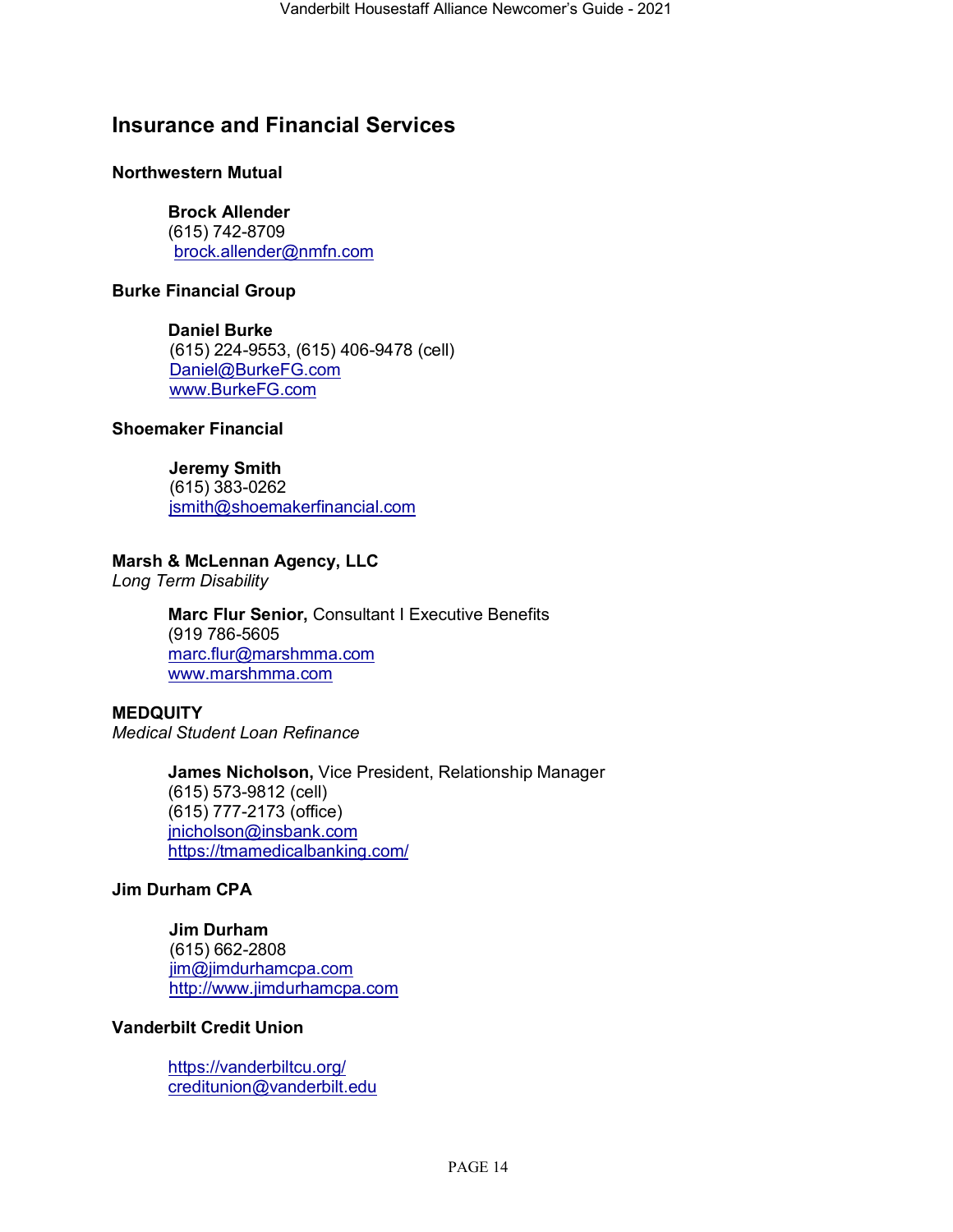## Insurance and Financial Services

### Northwestern Mutual

**Brock Allender**
(615) 742-8709
brock.allender@nmfn.com

### Burke Financial Group

**Daniel Burke**
(615) 224-9553, (615) 406-9478 (cell)
Daniel@BurkeFG.com
www.BurkeFG.com

### Shoemaker Financial

**Jeremy Smith**
(615) 383-0262
jsmith@shoemakerfinancial.com

### Marsh & McLennan Agency, LLC

*Long Term Disability*

**Marc Flur Senior,** Consultant I Executive Benefits
(919 786-5605
marc.flur@marshmma.com
www.marshmma.com

### MEDQUITY

*Medical Student Loan Refinance*

**James Nicholson,** Vice President, Relationship Manager
(615) 573-9812 (cell)
(615) 777-2173 (office)
jnicholson@insbank.com
https://tmamedicalbanking.com/

### Jim Durham CPA

**Jim Durham**
(615) 662-2808
jim@jimdurhamcpa.com
http://www.jimdurhamcpa.com

### Vanderbilt Credit Union

https://vanderbiltcu.org/
creditunion@vanderbilt.edu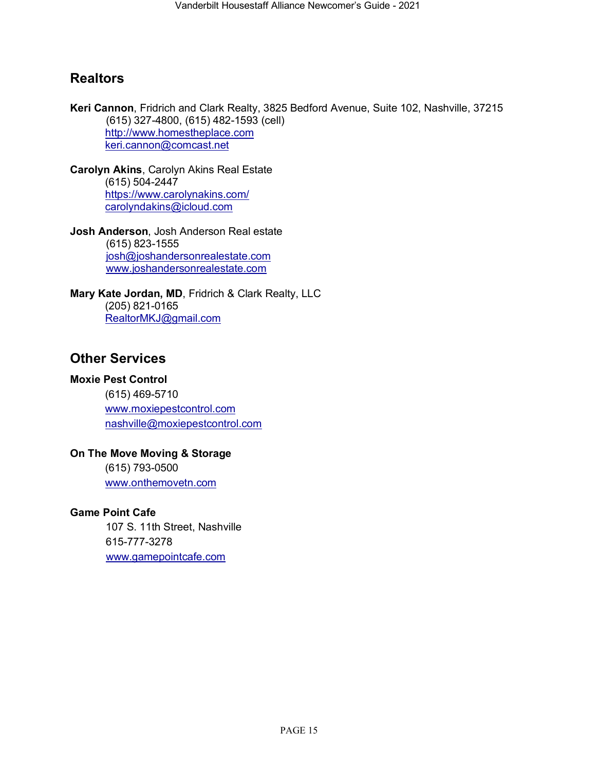## Realtors

**Keri Cannon**, Fridrich and Clark Realty, 3825 Bedford Avenue, Suite 102, Nashville, 37215
(615) 327-4800, (615) 482-1593 (cell)
http://www.homestheplace.com
keri.cannon@comcast.net

**Carolyn Akins**, Carolyn Akins Real Estate
(615) 504-2447
https://www.carolynakins.com/
carolyndakins@icloud.com

**Josh Anderson**, Josh Anderson Real estate
(615) 823-1555
josh@joshandersonrealestate.com
www.joshandersonrealestate.com

**Mary Kate Jordan, MD**, Fridrich & Clark Realty, LLC
(205) 821-0165
RealtorMKJ@gmail.com

## Other Services

**Moxie Pest Control**
(615) 469-5710
www.moxiepestcontrol.com
nashville@moxiepestcontrol.com

**On The Move Moving & Storage**
(615) 793-0500
www.onthemovetn.com

**Game Point Cafe**
107 S. 11th Street, Nashville
615-777-3278
www.gamepointcafe.com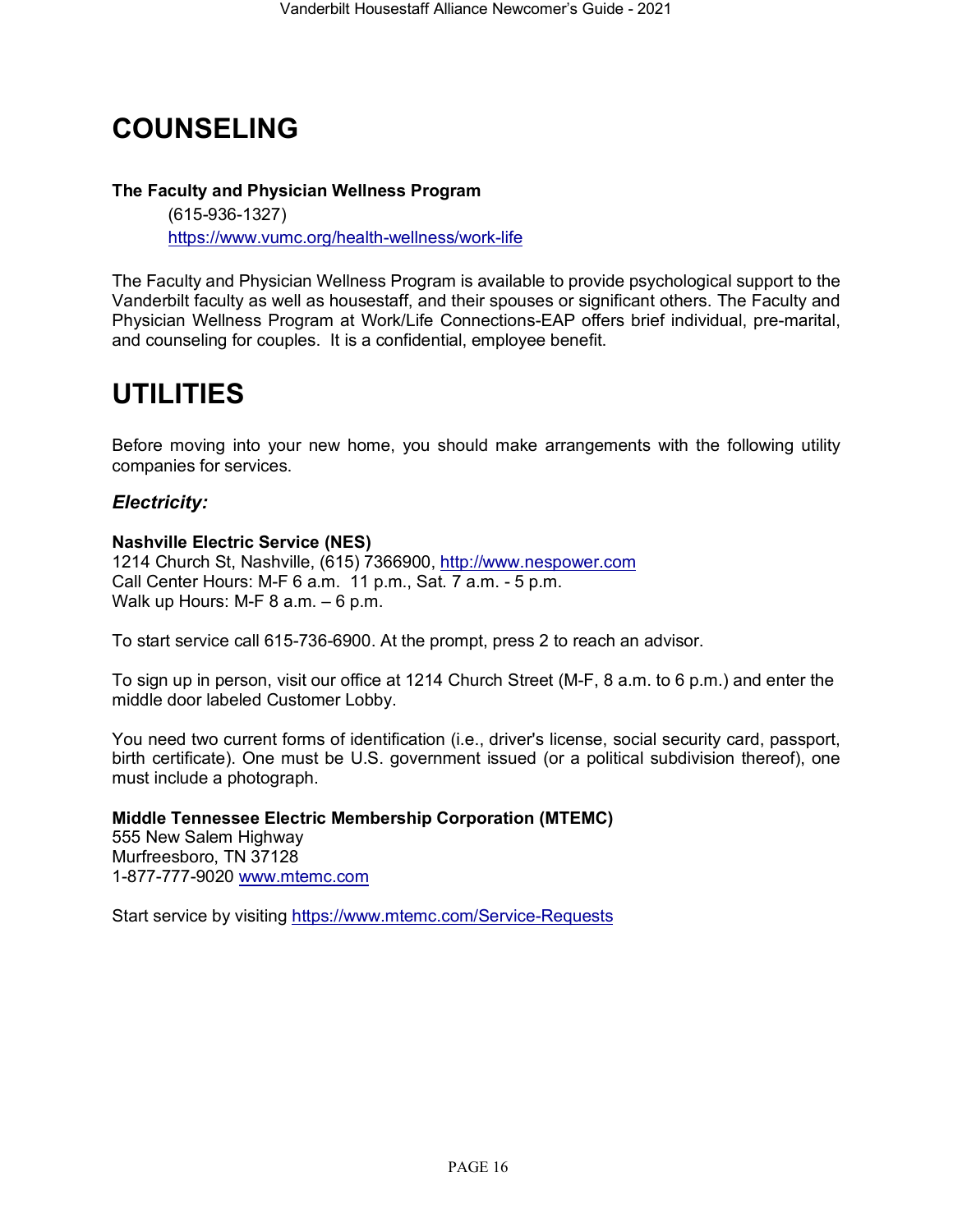# COUNSELING

**The Faculty and Physician Wellness Program**

(615-936-1327)
https://www.vumc.org/health-wellness/work-life

The Faculty and Physician Wellness Program is available to provide psychological support to the Vanderbilt faculty as well as housestaff, and their spouses or significant others. The Faculty and Physician Wellness Program at Work/Life Connections-EAP offers brief individual, pre-marital, and counseling for couples. It is a confidential, employee benefit.

# UTILITIES

Before moving into your new home, you should make arrangements with the following utility companies for services.

### *Electricity:*

**Nashville Electric Service (NES)**
1214 Church St, Nashville, (615) 7366900, http://www.nespower.com
Call Center Hours: M-F 6 a.m. 11 p.m., Sat. 7 a.m. - 5 p.m.
Walk up Hours: M-F 8 a.m. – 6 p.m.

To start service call 615-736-6900. At the prompt, press 2 to reach an advisor.

To sign up in person, visit our office at 1214 Church Street (M-F, 8 a.m. to 6 p.m.) and enter the middle door labeled Customer Lobby.

You need two current forms of identification (i.e., driver's license, social security card, passport, birth certificate). One must be U.S. government issued (or a political subdivision thereof), one must include a photograph.

**Middle Tennessee Electric Membership Corporation (MTEMC)**
555 New Salem Highway
Murfreesboro, TN 37128
1-877-777-9020 www.mtemc.com

Start service by visiting https://www.mtemc.com/Service-Requests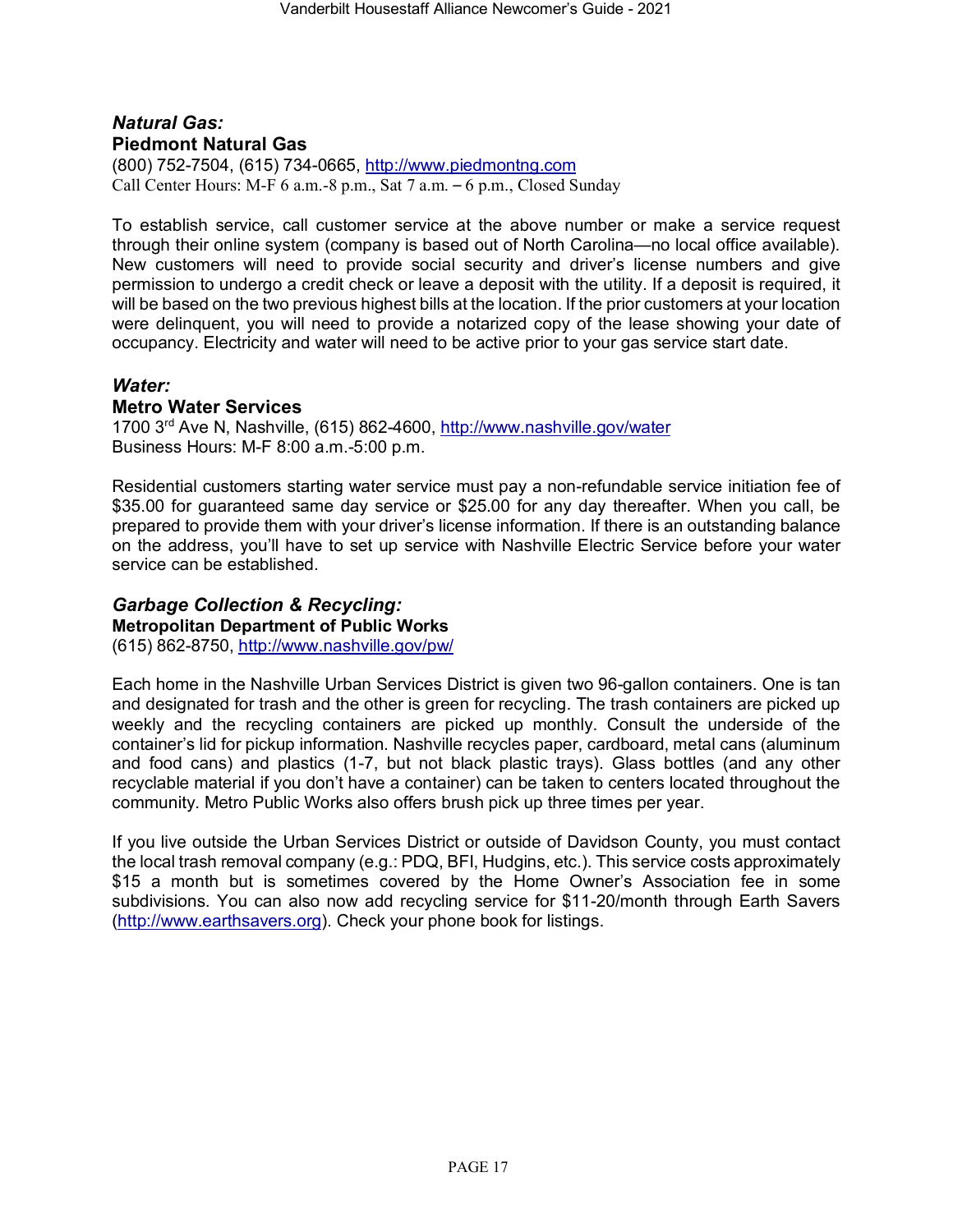### *Natural Gas:*

**Piedmont Natural Gas**
(800) 752-7504, (615) 734-0665, http://www.piedmontng.com
Call Center Hours: M-F 6 a.m.-8 p.m., Sat 7 a.m. – 6 p.m., Closed Sunday

To establish service, call customer service at the above number or make a service request through their online system (company is based out of North Carolina—no local office available). New customers will need to provide social security and driver's license numbers and give permission to undergo a credit check or leave a deposit with the utility. If a deposit is required, it will be based on the two previous highest bills at the location. If the prior customers at your location were delinquent, you will need to provide a notarized copy of the lease showing your date of occupancy. Electricity and water will need to be active prior to your gas service start date.

### *Water:*

**Metro Water Services**
1700 3rd Ave N, Nashville, (615) 862-4600, http://www.nashville.gov/water
Business Hours: M-F 8:00 a.m.-5:00 p.m.

Residential customers starting water service must pay a non-refundable service initiation fee of $35.00 for guaranteed same day service or $25.00 for any day thereafter. When you call, be prepared to provide them with your driver's license information. If there is an outstanding balance on the address, you'll have to set up service with Nashville Electric Service before your water service can be established.

### *Garbage Collection & Recycling:*

**Metropolitan Department of Public Works**
(615) 862-8750, http://www.nashville.gov/pw/

Each home in the Nashville Urban Services District is given two 96-gallon containers. One is tan and designated for trash and the other is green for recycling. The trash containers are picked up weekly and the recycling containers are picked up monthly. Consult the underside of the container's lid for pickup information. Nashville recycles paper, cardboard, metal cans (aluminum and food cans) and plastics (1-7, but not black plastic trays). Glass bottles (and any other recyclable material if you don't have a container) can be taken to centers located throughout the community. Metro Public Works also offers brush pick up three times per year.

If you live outside the Urban Services District or outside of Davidson County, you must contact the local trash removal company (e.g.: PDQ, BFI, Hudgins, etc.). This service costs approximately $15 a month but is sometimes covered by the Home Owner's Association fee in some subdivisions. You can also now add recycling service for $11-20/month through Earth Savers (http://www.earthsavers.org). Check your phone book for listings.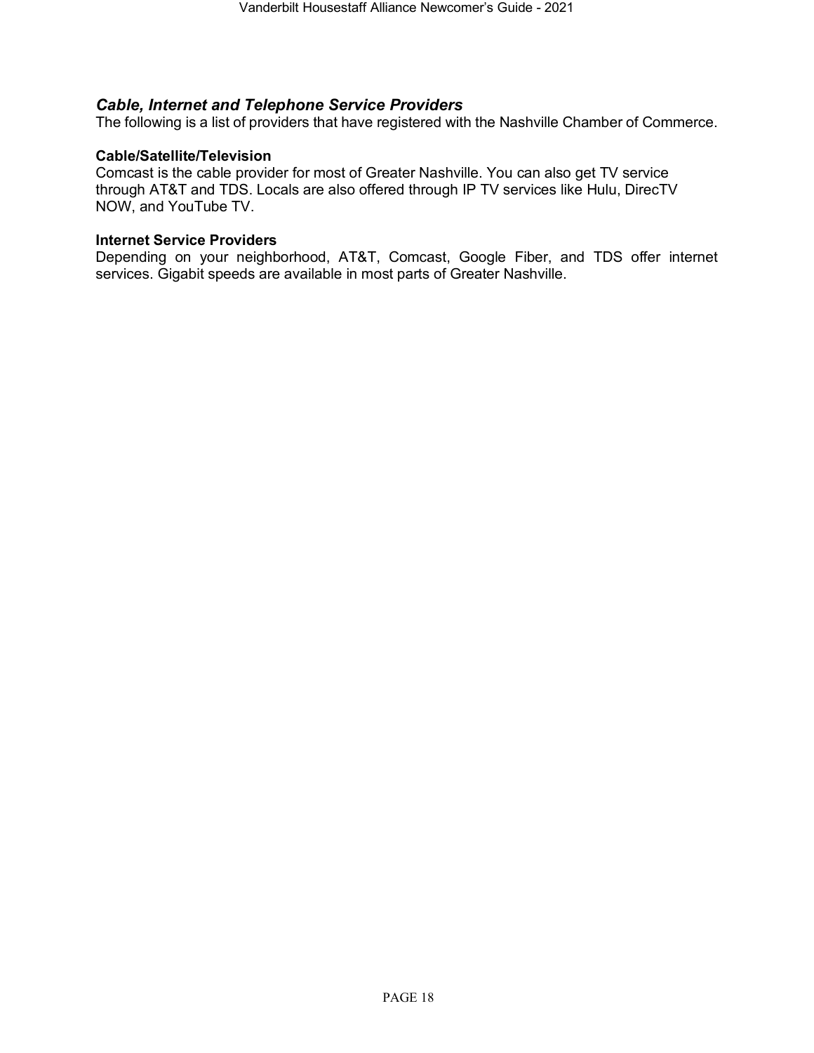### *Cable, Internet and Telephone Service Providers*

The following is a list of providers that have registered with the Nashville Chamber of Commerce.

**Cable/Satellite/Television**

Comcast is the cable provider for most of Greater Nashville. You can also get TV service through AT&T and TDS. Locals are also offered through IP TV services like Hulu, DirecTV NOW, and YouTube TV.

**Internet Service Providers**

Depending on your neighborhood, AT&T, Comcast, Google Fiber, and TDS offer internet services. Gigabit speeds are available in most parts of Greater Nashville.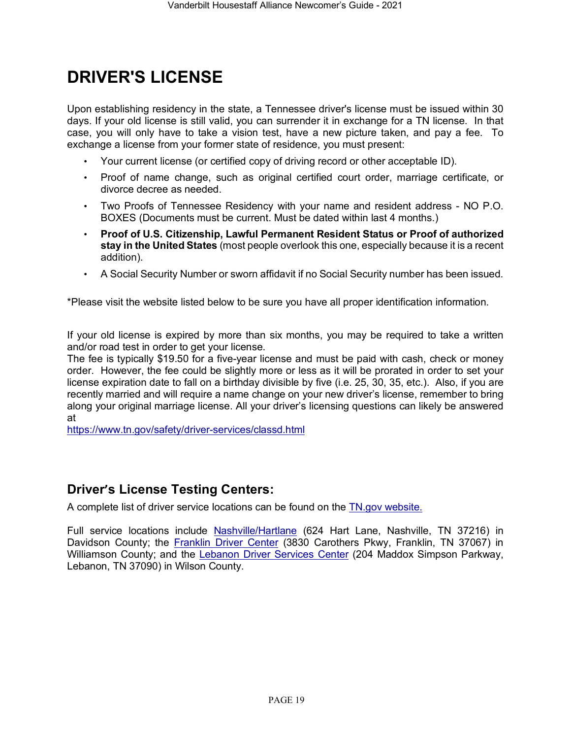# DRIVER'S LICENSE

Upon establishing residency in the state, a Tennessee driver's license must be issued within 30 days. If your old license is still valid, you can surrender it in exchange for a TN license. In that case, you will only have to take a vision test, have a new picture taken, and pay a fee. To exchange a license from your former state of residence, you must present:

- Your current license (or certified copy of driving record or other acceptable ID).
- Proof of name change, such as original certified court order, marriage certificate, or divorce decree as needed.
- Two Proofs of Tennessee Residency with your name and resident address - NO P.O. BOXES (Documents must be current. Must be dated within last 4 months.)
- **Proof of U.S. Citizenship, Lawful Permanent Resident Status or Proof of authorized stay in the United States** (most people overlook this one, especially because it is a recent addition).
- A Social Security Number or sworn affidavit if no Social Security number has been issued.

*Please visit the website listed below to be sure you have all proper identification information.

If your old license is expired by more than six months, you may be required to take a written and/or road test in order to get your license.
The fee is typically $19.50 for a five-year license and must be paid with cash, check or money order. However, the fee could be slightly more or less as it will be prorated in order to set your license expiration date to fall on a birthday divisible by five (i.e. 25, 30, 35, etc.). Also, if you are recently married and will require a name change on your new driver's license, remember to bring along your original marriage license. All your driver's licensing questions can likely be answered at
https://www.tn.gov/safety/driver-services/classd.html

## Driver's License Testing Centers:

A complete list of driver service locations can be found on the TN.gov website.

Full service locations include Nashville/Hartlane (624 Hart Lane, Nashville, TN 37216) in Davidson County; the Franklin Driver Center (3830 Carothers Pkwy, Franklin, TN 37067) in Williamson County; and the Lebanon Driver Services Center (204 Maddox Simpson Parkway, Lebanon, TN 37090) in Wilson County.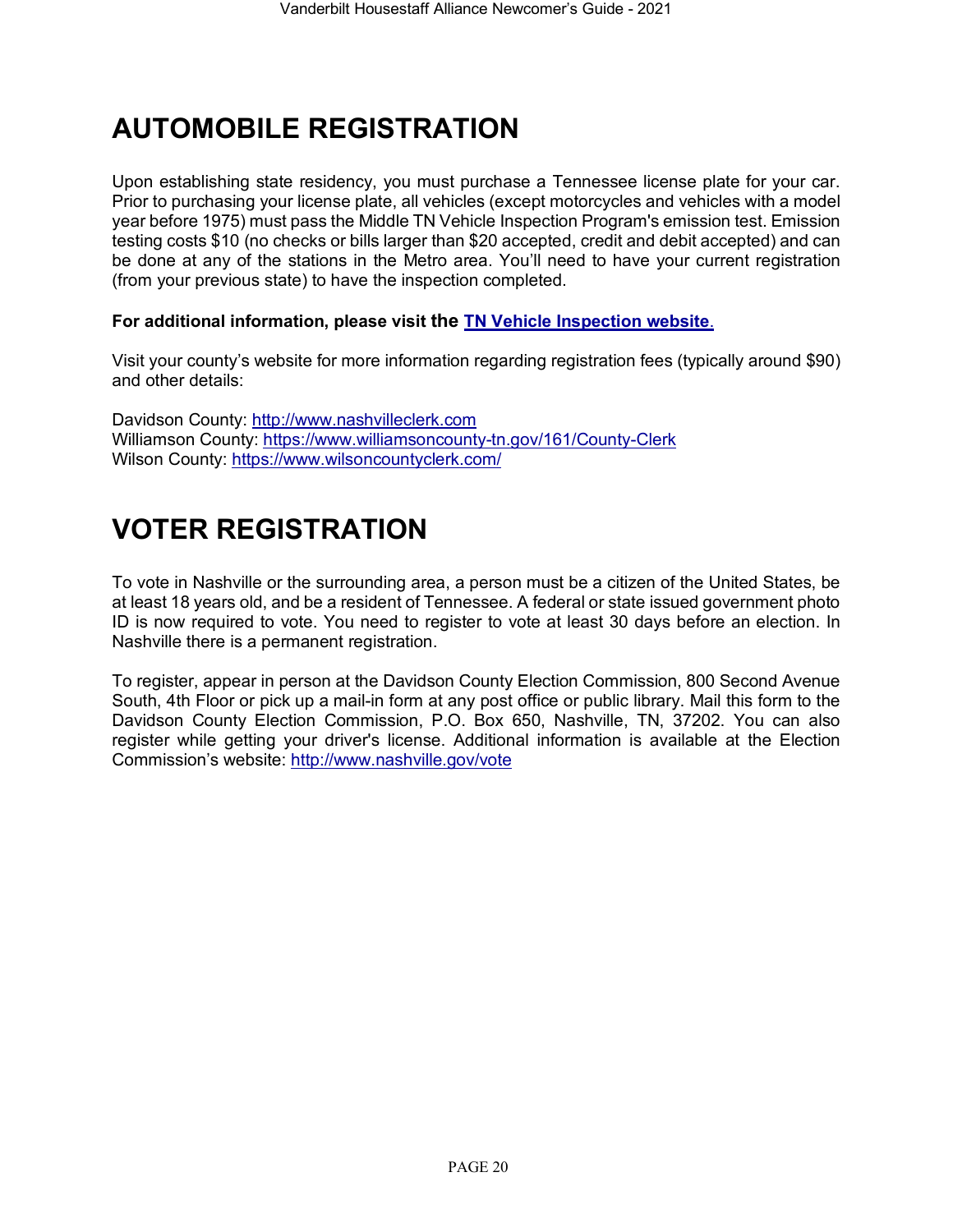# AUTOMOBILE REGISTRATION

Upon establishing state residency, you must purchase a Tennessee license plate for your car. Prior to purchasing your license plate, all vehicles (except motorcycles and vehicles with a model year before 1975) must pass the Middle TN Vehicle Inspection Program's emission test. Emission testing costs $10 (no checks or bills larger than $20 accepted, credit and debit accepted) and can be done at any of the stations in the Metro area. You'll need to have your current registration (from your previous state) to have the inspection completed.

**For additional information, please visit the [TN Vehicle Inspection website](#).**

Visit your county's website for more information regarding registration fees (typically around $90) and other details:

Davidson County: http://www.nashvilleclerk.com
Williamson County: https://www.williamsoncounty-tn.gov/161/County-Clerk
Wilson County: https://www.wilsoncountyclerk.com/

# VOTER REGISTRATION

To vote in Nashville or the surrounding area, a person must be a citizen of the United States, be at least 18 years old, and be a resident of Tennessee. A federal or state issued government photo ID is now required to vote. You need to register to vote at least 30 days before an election. In Nashville there is a permanent registration.

To register, appear in person at the Davidson County Election Commission, 800 Second Avenue South, 4th Floor or pick up a mail-in form at any post office or public library. Mail this form to the Davidson County Election Commission, P.O. Box 650, Nashville, TN, 37202. You can also register while getting your driver's license. Additional information is available at the Election Commission's website: http://www.nashville.gov/vote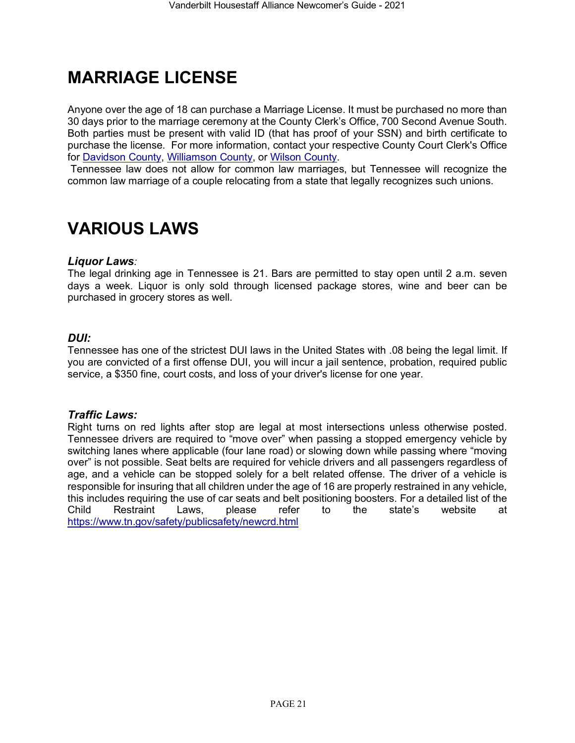# MARRIAGE LICENSE

Anyone over the age of 18 can purchase a Marriage License. It must be purchased no more than 30 days prior to the marriage ceremony at the County Clerk's Office, 700 Second Avenue South. Both parties must be present with valid ID (that has proof of your SSN) and birth certificate to purchase the license. For more information, contact your respective County Court Clerk's Office for Davidson County, Williamson County, or Wilson County.

Tennessee law does not allow for common law marriages, but Tennessee will recognize the common law marriage of a couple relocating from a state that legally recognizes such unions.

# VARIOUS LAWS

### *Liquor Laws:*

The legal drinking age in Tennessee is 21. Bars are permitted to stay open until 2 a.m. seven days a week. Liquor is only sold through licensed package stores, wine and beer can be purchased in grocery stores as well.

### *DUI:*

Tennessee has one of the strictest DUI laws in the United States with .08 being the legal limit. If you are convicted of a first offense DUI, you will incur a jail sentence, probation, required public service, a $350 fine, court costs, and loss of your driver's license for one year.

### *Traffic Laws:*

Right turns on red lights after stop are legal at most intersections unless otherwise posted. Tennessee drivers are required to "move over" when passing a stopped emergency vehicle by switching lanes where applicable (four lane road) or slowing down while passing where "moving over" is not possible. Seat belts are required for vehicle drivers and all passengers regardless of age, and a vehicle can be stopped solely for a belt related offense. The driver of a vehicle is responsible for insuring that all children under the age of 16 are properly restrained in any vehicle, this includes requiring the use of car seats and belt positioning boosters. For a detailed list of the Child Restraint Laws, please refer to the state's website at https://www.tn.gov/safety/publicsafety/newcrd.html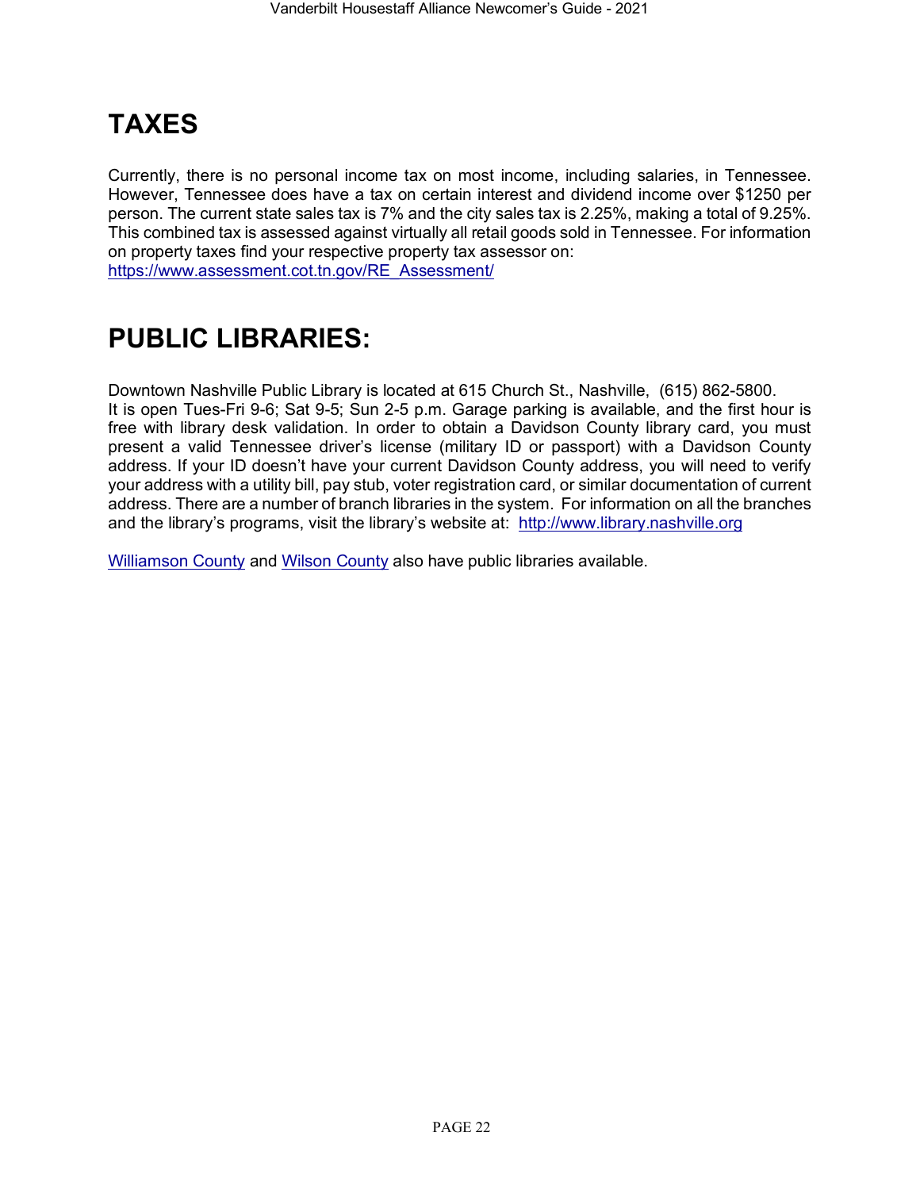# TAXES

Currently, there is no personal income tax on most income, including salaries, in Tennessee. However, Tennessee does have a tax on certain interest and dividend income over $1250 per person. The current state sales tax is 7% and the city sales tax is 2.25%, making a total of 9.25%. This combined tax is assessed against virtually all retail goods sold in Tennessee. For information on property taxes find your respective property tax assessor on: https://www.assessment.cot.tn.gov/RE_Assessment/

# PUBLIC LIBRARIES:

Downtown Nashville Public Library is located at 615 Church St., Nashville, (615) 862-5800. It is open Tues-Fri 9-6; Sat 9-5; Sun 2-5 p.m. Garage parking is available, and the first hour is free with library desk validation. In order to obtain a Davidson County library card, you must present a valid Tennessee driver's license (military ID or passport) with a Davidson County address. If your ID doesn't have your current Davidson County address, you will need to verify your address with a utility bill, pay stub, voter registration card, or similar documentation of current address. There are a number of branch libraries in the system. For information on all the branches and the library's programs, visit the library's website at: http://www.library.nashville.org

Williamson County and Wilson County also have public libraries available.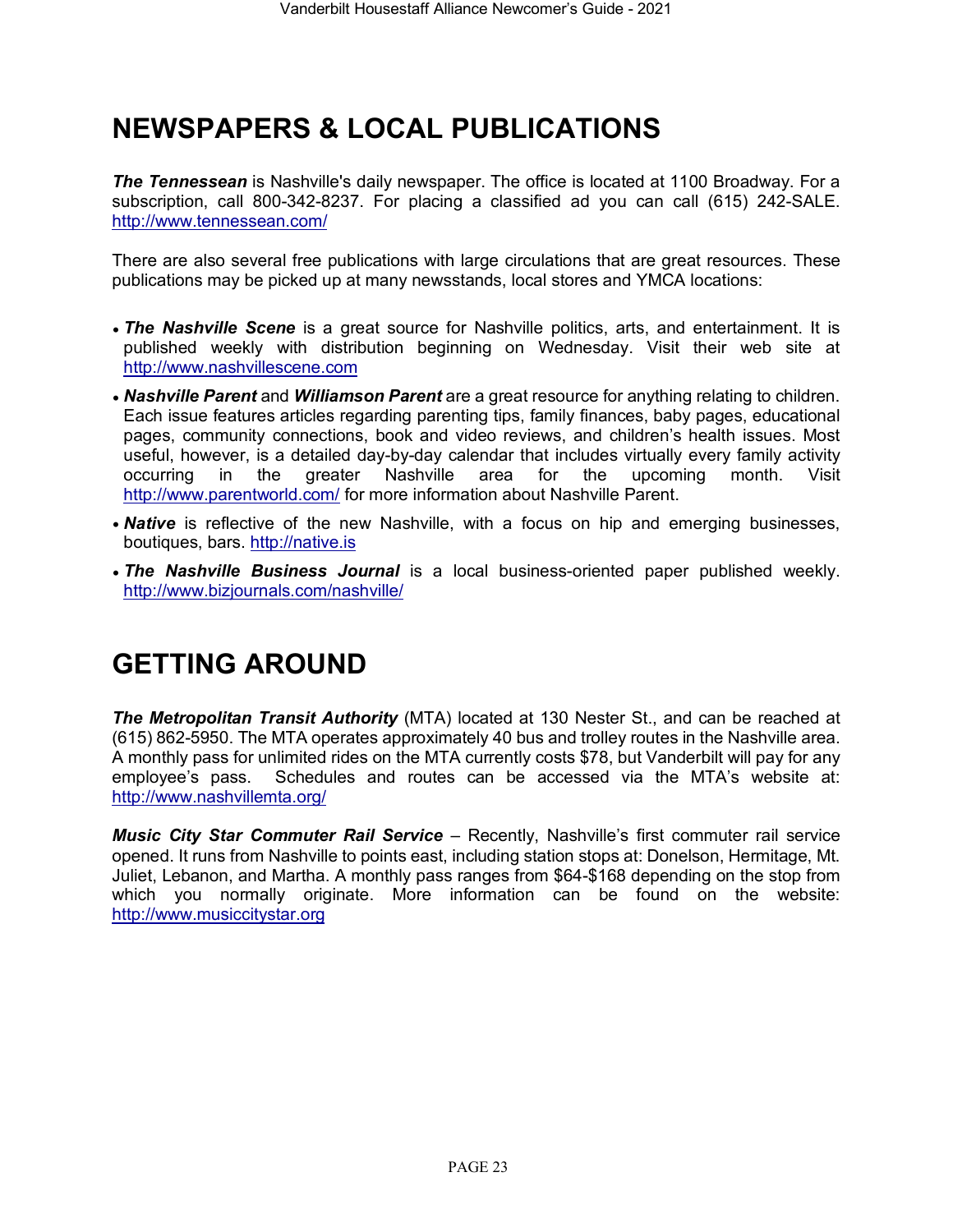# NEWSPAPERS & LOCAL PUBLICATIONS

***The Tennessean*** is Nashville's daily newspaper. The office is located at 1100 Broadway. For a subscription, call 800-342-8237. For placing a classified ad you can call (615) 242-SALE. http://www.tennessean.com/

There are also several free publications with large circulations that are great resources. These publications may be picked up at many newsstands, local stores and YMCA locations:

- ***The Nashville Scene*** is a great source for Nashville politics, arts, and entertainment. It is published weekly with distribution beginning on Wednesday. Visit their web site at http://www.nashvillescene.com
- ***Nashville Parent*** and ***Williamson Parent*** are a great resource for anything relating to children. Each issue features articles regarding parenting tips, family finances, baby pages, educational pages, community connections, book and video reviews, and children's health issues. Most useful, however, is a detailed day-by-day calendar that includes virtually every family activity occurring in the greater Nashville area for the upcoming month. Visit http://www.parentworld.com/ for more information about Nashville Parent.
- ***Native*** is reflective of the new Nashville, with a focus on hip and emerging businesses, boutiques, bars. http://native.is
- ***The Nashville Business Journal*** is a local business-oriented paper published weekly. http://www.bizjournals.com/nashville/

# GETTING AROUND

***The Metropolitan Transit Authority*** (MTA) located at 130 Nester St., and can be reached at (615) 862-5950. The MTA operates approximately 40 bus and trolley routes in the Nashville area. A monthly pass for unlimited rides on the MTA currently costs $78, but Vanderbilt will pay for any employee's pass. Schedules and routes can be accessed via the MTA's website at: http://www.nashvillemta.org/

***Music City Star Commuter Rail Service*** – Recently, Nashville's first commuter rail service opened. It runs from Nashville to points east, including station stops at: Donelson, Hermitage, Mt. Juliet, Lebanon, and Martha. A monthly pass ranges from $64-$168 depending on the stop from which you normally originate. More information can be found on the website: http://www.musiccitystar.org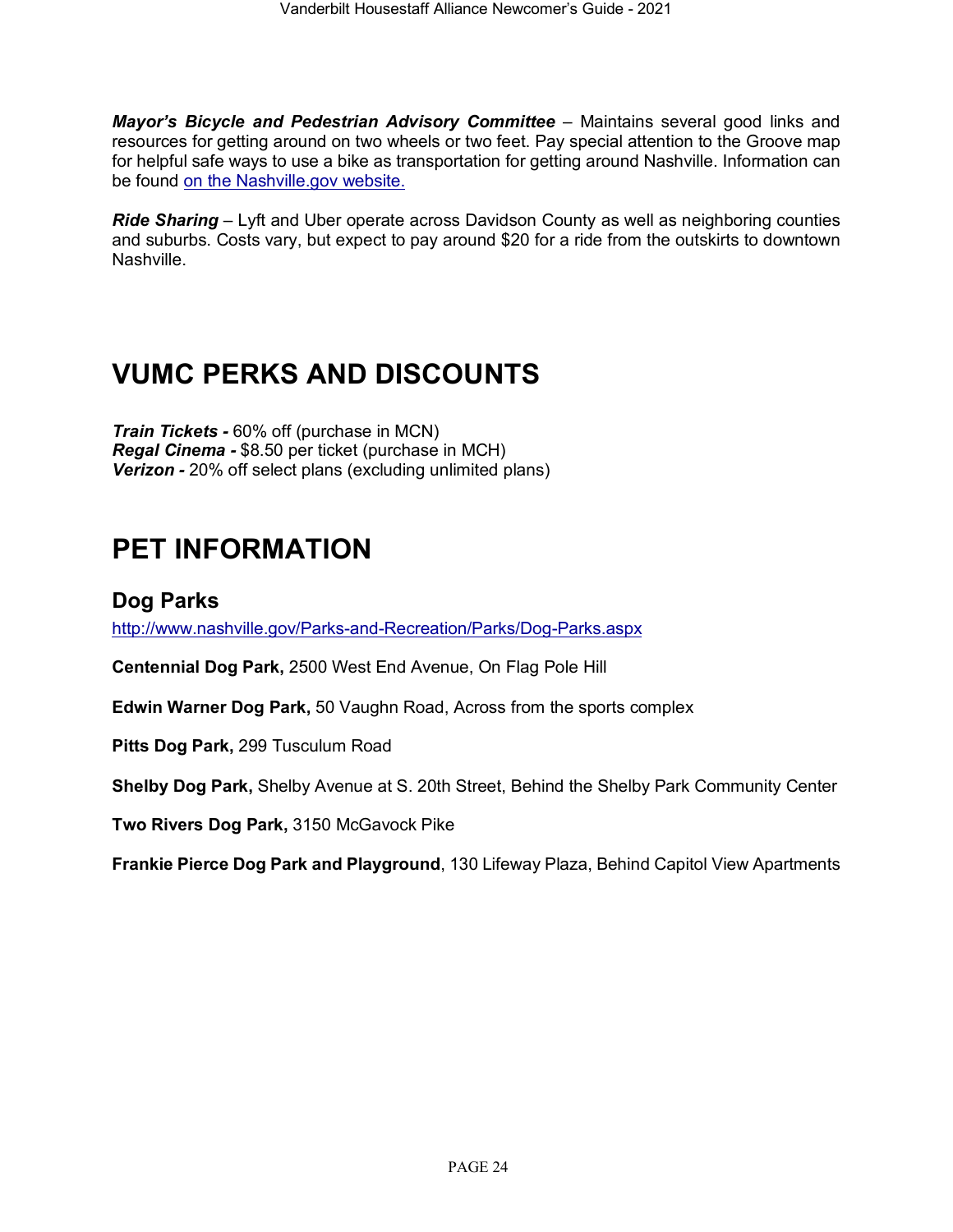***Mayor's Bicycle and Pedestrian Advisory Committee*** – Maintains several good links and resources for getting around on two wheels or two feet. Pay special attention to the Groove map for helpful safe ways to use a bike as transportation for getting around Nashville. Information can be found [on the Nashville.gov website.](http://www.nashville.gov)

***Ride Sharing*** – Lyft and Uber operate across Davidson County as well as neighboring counties and suburbs. Costs vary, but expect to pay around $20 for a ride from the outskirts to downtown Nashville.

# VUMC PERKS AND DISCOUNTS

***Train Tickets -*** 60% off (purchase in MCN)
***Regal Cinema -*** $8.50 per ticket (purchase in MCH)
***Verizon -*** 20% off select plans (excluding unlimited plans)

# PET INFORMATION

## Dog Parks

http://www.nashville.gov/Parks-and-Recreation/Parks/Dog-Parks.aspx

**Centennial Dog Park,** 2500 West End Avenue, On Flag Pole Hill

**Edwin Warner Dog Park,** 50 Vaughn Road, Across from the sports complex

**Pitts Dog Park,** 299 Tusculum Road

**Shelby Dog Park,** Shelby Avenue at S. 20th Street, Behind the Shelby Park Community Center

**Two Rivers Dog Park,** 3150 McGavock Pike

**Frankie Pierce Dog Park and Playground**, 130 Lifeway Plaza, Behind Capitol View Apartments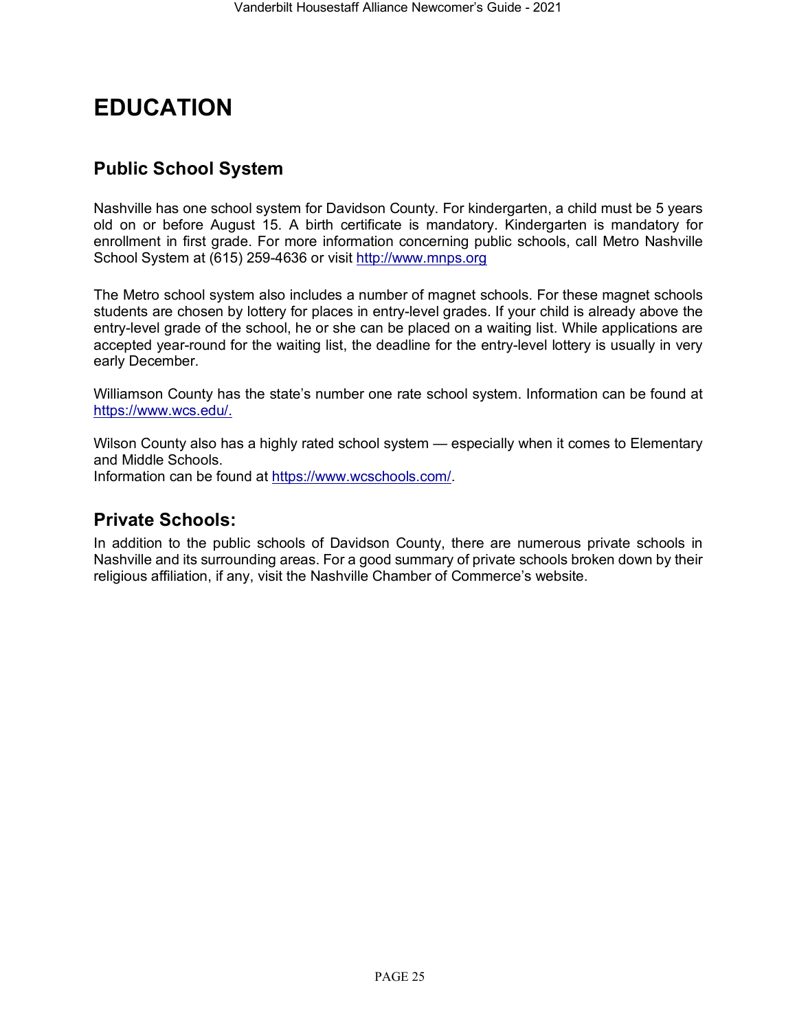# EDUCATION

## Public School System

Nashville has one school system for Davidson County. For kindergarten, a child must be 5 years old on or before August 15. A birth certificate is mandatory. Kindergarten is mandatory for enrollment in first grade. For more information concerning public schools, call Metro Nashville School System at (615) 259-4636 or visit http://www.mnps.org

The Metro school system also includes a number of magnet schools. For these magnet schools students are chosen by lottery for places in entry-level grades. If your child is already above the entry-level grade of the school, he or she can be placed on a waiting list. While applications are accepted year-round for the waiting list, the deadline for the entry-level lottery is usually in very early December.

Williamson County has the state's number one rate school system. Information can be found at https://www.wcs.edu/.

Wilson County also has a highly rated school system — especially when it comes to Elementary and Middle Schools.
Information can be found at https://www.wcschools.com/.

## Private Schools:

In addition to the public schools of Davidson County, there are numerous private schools in Nashville and its surrounding areas. For a good summary of private schools broken down by their religious affiliation, if any, visit the Nashville Chamber of Commerce's website.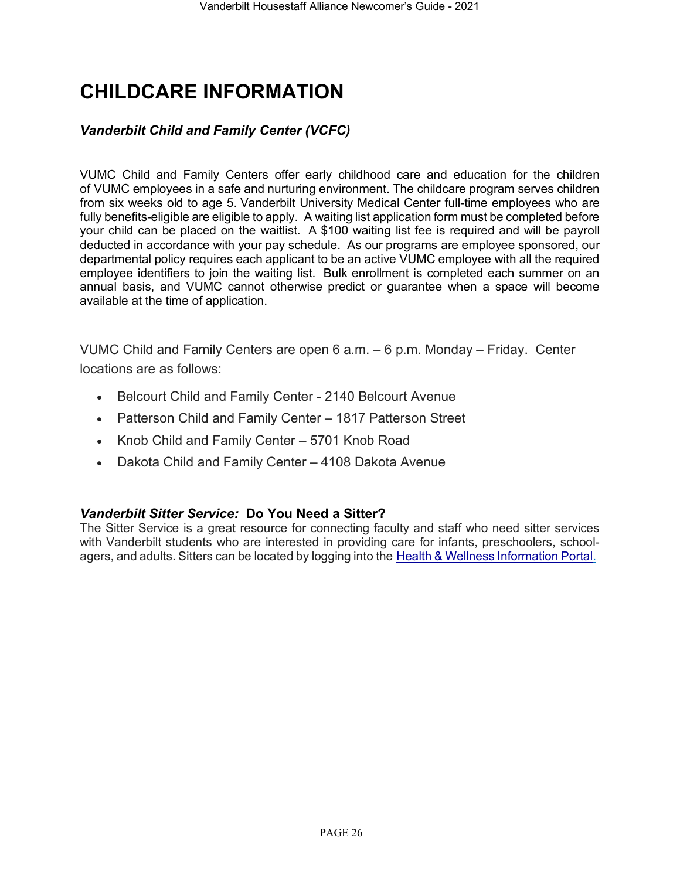# CHILDCARE INFORMATION

### *Vanderbilt Child and Family Center (VCFC)*

VUMC Child and Family Centers offer early childhood care and education for the children of VUMC employees in a safe and nurturing environment. The childcare program serves children from six weeks old to age 5. Vanderbilt University Medical Center full-time employees who are fully benefits-eligible are eligible to apply. A waiting list application form must be completed before your child can be placed on the waitlist. A $100 waiting list fee is required and will be payroll deducted in accordance with your pay schedule. As our programs are employee sponsored, our departmental policy requires each applicant to be an active VUMC employee with all the required employee identifiers to join the waiting list. Bulk enrollment is completed each summer on an annual basis, and VUMC cannot otherwise predict or guarantee when a space will become available at the time of application.

VUMC Child and Family Centers are open 6 a.m. – 6 p.m. Monday – Friday. Center locations are as follows:

- Belcourt Child and Family Center - 2140 Belcourt Avenue
- Patterson Child and Family Center – 1817 Patterson Street
- Knob Child and Family Center – 5701 Knob Road
- Dakota Child and Family Center – 4108 Dakota Avenue

### *Vanderbilt Sitter Service:* **Do You Need a Sitter?**

The Sitter Service is a great resource for connecting faculty and staff who need sitter services with Vanderbilt students who are interested in providing care for infants, preschoolers, school-agers, and adults. Sitters can be located by logging into the Health & Wellness Information Portal.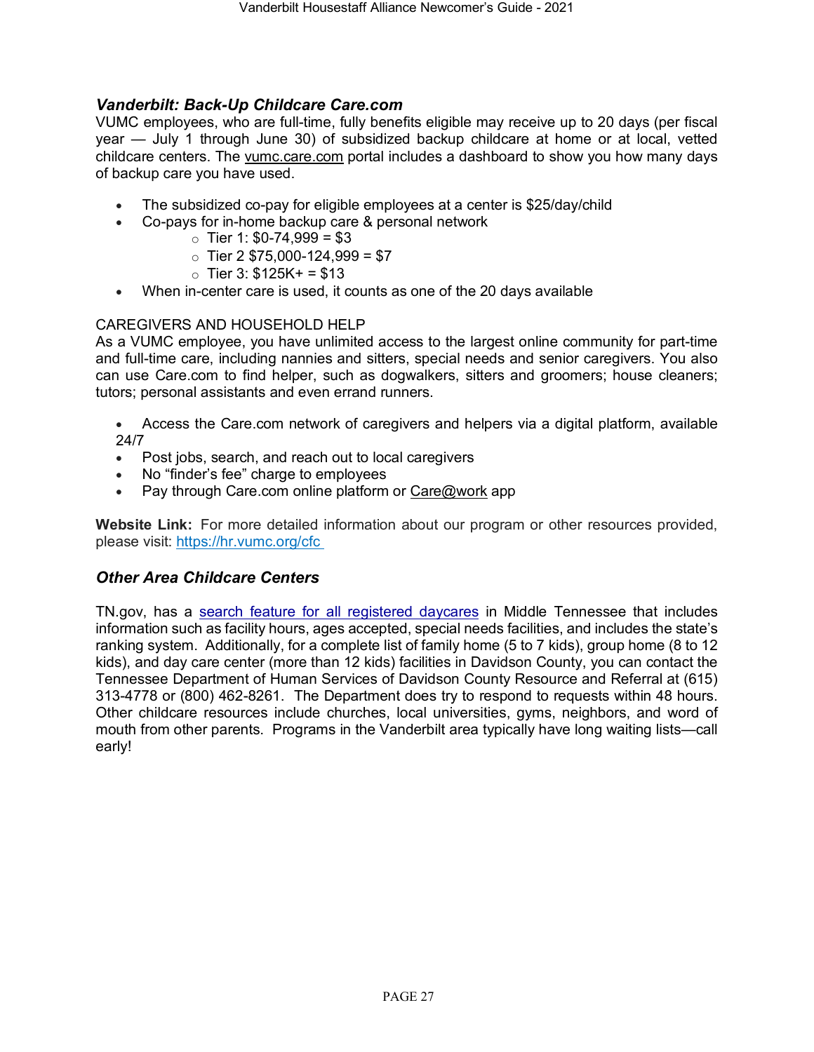### *Vanderbilt: Back-Up Childcare Care.com*

VUMC employees, who are full-time, fully benefits eligible may receive up to 20 days (per fiscal year — July 1 through June 30) of subsidized backup childcare at home or at local, vetted childcare centers. The vumc.care.com portal includes a dashboard to show you how many days of backup care you have used.

- The subsidized co-pay for eligible employees at a center is $25/day/child
- Co-pays for in-home backup care & personal network
  - Tier 1: $0-74,999 = $3
  - Tier 2 $75,000-124,999 = $7
  - Tier 3: $125K+ = $13
- When in-center care is used, it counts as one of the 20 days available

CAREGIVERS AND HOUSEHOLD HELP

As a VUMC employee, you have unlimited access to the largest online community for part-time and full-time care, including nannies and sitters, special needs and senior caregivers. You also can use Care.com to find helper, such as dogwalkers, sitters and groomers; house cleaners; tutors; personal assistants and even errand runners.

- Access the Care.com network of caregivers and helpers via a digital platform, available 24/7
- Post jobs, search, and reach out to local caregivers
- No "finder's fee" charge to employees
- Pay through Care.com online platform or Care@work app

**Website Link:** For more detailed information about our program or other resources provided, please visit: [https://hr.vumc.org/cfc](https://hr.vumc.org/cfc)

### *Other Area Childcare Centers*

TN.gov, has a search feature for all registered daycares in Middle Tennessee that includes information such as facility hours, ages accepted, special needs facilities, and includes the state's ranking system. Additionally, for a complete list of family home (5 to 7 kids), group home (8 to 12 kids), and day care center (more than 12 kids) facilities in Davidson County, you can contact the Tennessee Department of Human Services of Davidson County Resource and Referral at (615) 313-4778 or (800) 462-8261. The Department does try to respond to requests within 48 hours. Other childcare resources include churches, local universities, gyms, neighbors, and word of mouth from other parents. Programs in the Vanderbilt area typically have long waiting lists—call early!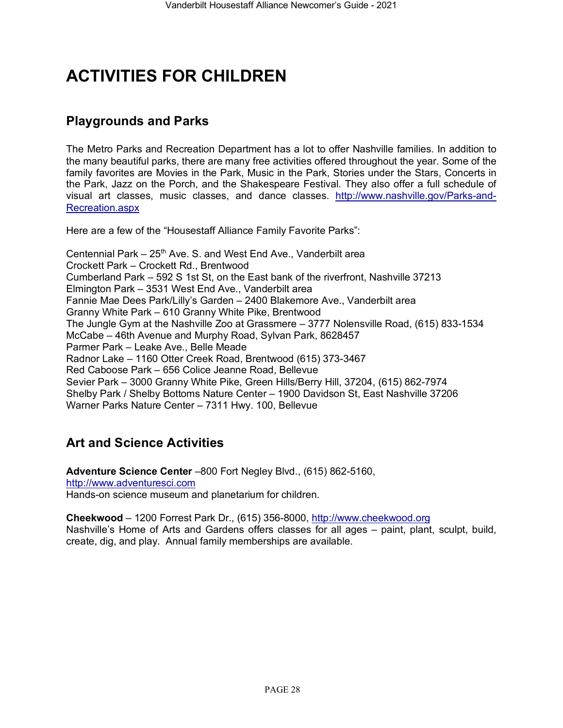# ACTIVITIES FOR CHILDREN

## Playgrounds and Parks

The Metro Parks and Recreation Department has a lot to offer Nashville families. In addition to the many beautiful parks, there are many free activities offered throughout the year. Some of the family favorites are Movies in the Park, Music in the Park, Stories under the Stars, Concerts in the Park, Jazz on the Porch, and the Shakespeare Festival. They also offer a full schedule of visual art classes, music classes, and dance classes. http://www.nashville.gov/Parks-and-Recreation.aspx

Here are a few of the "Housestaff Alliance Family Favorite Parks":

Centennial Park – 25th Ave. S. and West End Ave., Vanderbilt area
Crockett Park – Crockett Rd., Brentwood
Cumberland Park – 592 S 1st St, on the East bank of the riverfront, Nashville 37213
Elmington Park – 3531 West End Ave., Vanderbilt area
Fannie Mae Dees Park/Lilly's Garden – 2400 Blakemore Ave., Vanderbilt area
Granny White Park – 610 Granny White Pike, Brentwood
The Jungle Gym at the Nashville Zoo at Grassmere – 3777 Nolensville Road, (615) 833-1534
McCabe – 46th Avenue and Murphy Road, Sylvan Park, 8628457
Parmer Park – Leake Ave., Belle Meade
Radnor Lake – 1160 Otter Creek Road, Brentwood (615) 373-3467
Red Caboose Park – 656 Colice Jeanne Road, Bellevue
Sevier Park – 3000 Granny White Pike, Green Hills/Berry Hill, 37204, (615) 862-7974
Shelby Park / Shelby Bottoms Nature Center – 1900 Davidson St, East Nashville 37206
Warner Parks Nature Center – 7311 Hwy. 100, Bellevue

## Art and Science Activities

**Adventure Science Center** –800 Fort Negley Blvd., (615) 862-5160, http://www.adventuresci.com
Hands-on science museum and planetarium for children.

**Cheekwood** – 1200 Forrest Park Dr., (615) 356-8000, http://www.cheekwood.org
Nashville's Home of Arts and Gardens offers classes for all ages – paint, plant, sculpt, build, create, dig, and play. Annual family memberships are available.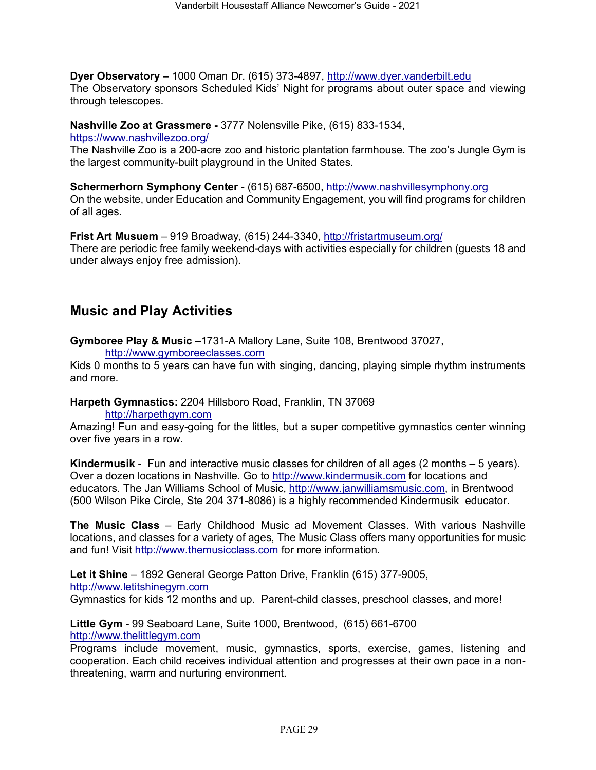**Dyer Observatory –** 1000 Oman Dr. (615) 373-4897, http://www.dyer.vanderbilt.edu
The Observatory sponsors Scheduled Kids' Night for programs about outer space and viewing through telescopes.

**Nashville Zoo at Grassmere -** 3777 Nolensville Pike, (615) 833-1534, https://www.nashvillezoo.org/
The Nashville Zoo is a 200-acre zoo and historic plantation farmhouse. The zoo's Jungle Gym is the largest community-built playground in the United States.

**Schermerhorn Symphony Center** - (615) 687-6500, http://www.nashvillesymphony.org
On the website, under Education and Community Engagement, you will find programs for children of all ages.

**Frist Art Musuem** – 919 Broadway, (615) 244-3340, http://fristartmuseum.org/
There are periodic free family weekend-days with activities especially for children (guests 18 and under always enjoy free admission).

## Music and Play Activities

**Gymboree Play & Music** –1731-A Mallory Lane, Suite 108, Brentwood 37027, http://www.gymboreeclasses.com
Kids 0 months to 5 years can have fun with singing, dancing, playing simple rhythm instruments and more.

**Harpeth Gymnastics:** 2204 Hillsboro Road, Franklin, TN 37069 http://harpethgym.com
Amazing! Fun and easy-going for the littles, but a super competitive gymnastics center winning over five years in a row.

**Kindermusik** - Fun and interactive music classes for children of all ages (2 months – 5 years). Over a dozen locations in Nashville. Go to http://www.kindermusik.com for locations and educators. The Jan Williams School of Music, http://www.janwilliamsmusic.com, in Brentwood (500 Wilson Pike Circle, Ste 204 371-8086) is a highly recommended Kindermusik educator.

**The Music Class** – Early Childhood Music ad Movement Classes. With various Nashville locations, and classes for a variety of ages, The Music Class offers many opportunities for music and fun! Visit http://www.themusicclass.com for more information.

**Let it Shine** – 1892 General George Patton Drive, Franklin (615) 377-9005, http://www.letitshinegym.com
Gymnastics for kids 12 months and up. Parent-child classes, preschool classes, and more!

**Little Gym** - 99 Seaboard Lane, Suite 1000, Brentwood, (615) 661-6700 http://www.thelittlegym.com
Programs include movement, music, gymnastics, sports, exercise, games, listening and cooperation. Each child receives individual attention and progresses at their own pace in a non-threatening, warm and nurturing environment.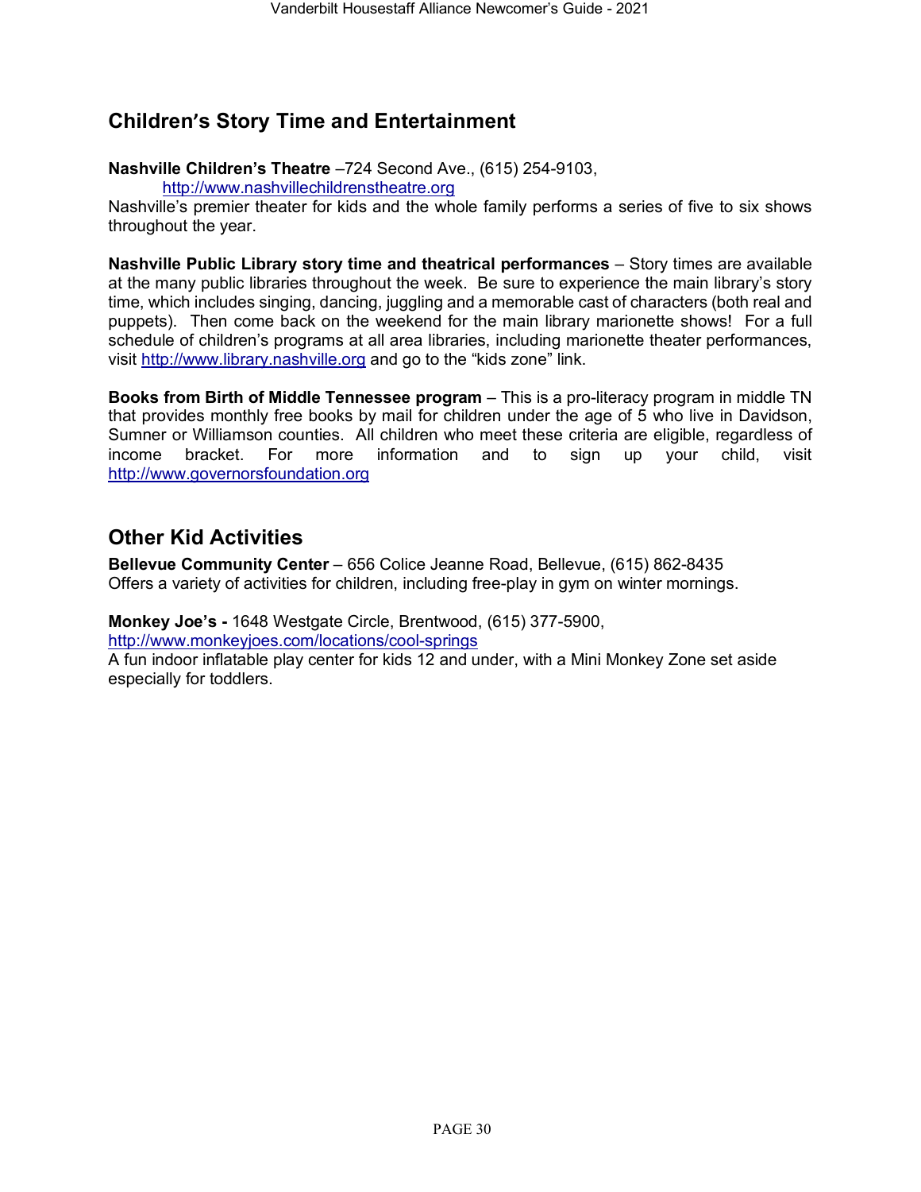## Children's Story Time and Entertainment

**Nashville Children's Theatre** –724 Second Ave., (615) 254-9103, http://www.nashvillechildrenstheatre.org
Nashville's premier theater for kids and the whole family performs a series of five to six shows throughout the year.

**Nashville Public Library story time and theatrical performances** – Story times are available at the many public libraries throughout the week. Be sure to experience the main library's story time, which includes singing, dancing, juggling and a memorable cast of characters (both real and puppets). Then come back on the weekend for the main library marionette shows! For a full schedule of children's programs at all area libraries, including marionette theater performances, visit http://www.library.nashville.org and go to the "kids zone" link.

**Books from Birth of Middle Tennessee program** – This is a pro-literacy program in middle TN that provides monthly free books by mail for children under the age of 5 who live in Davidson, Sumner or Williamson counties. All children who meet these criteria are eligible, regardless of income bracket. For more information and to sign up your child, visit http://www.governorsfoundation.org

## Other Kid Activities

**Bellevue Community Center** – 656 Colice Jeanne Road, Bellevue, (615) 862-8435
Offers a variety of activities for children, including free-play in gym on winter mornings.

**Monkey Joe's -** 1648 Westgate Circle, Brentwood, (615) 377-5900, http://www.monkeyjoes.com/locations/cool-springs
A fun indoor inflatable play center for kids 12 and under, with a Mini Monkey Zone set aside especially for toddlers.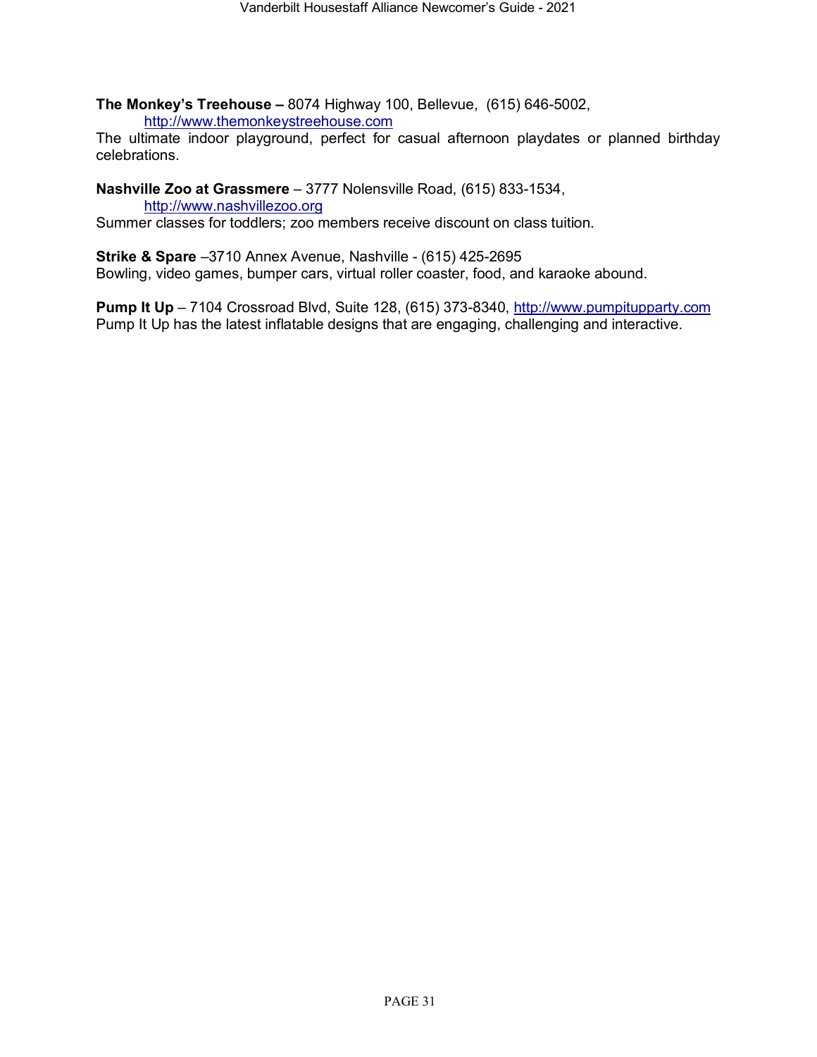**The Monkey's Treehouse –** 8074 Highway 100, Bellevue, (615) 646-5002, http://www.themonkeystreehouse.com
The ultimate indoor playground, perfect for casual afternoon playdates or planned birthday celebrations.

**Nashville Zoo at Grassmere** – 3777 Nolensville Road, (615) 833-1534, http://www.nashvillezoo.org
Summer classes for toddlers; zoo members receive discount on class tuition.

**Strike & Spare** –3710 Annex Avenue, Nashville - (615) 425-2695
Bowling, video games, bumper cars, virtual roller coaster, food, and karaoke abound.

**Pump It Up** – 7104 Crossroad Blvd, Suite 128, (615) 373-8340, http://www.pumpitupparty.com
Pump It Up has the latest inflatable designs that are engaging, challenging and interactive.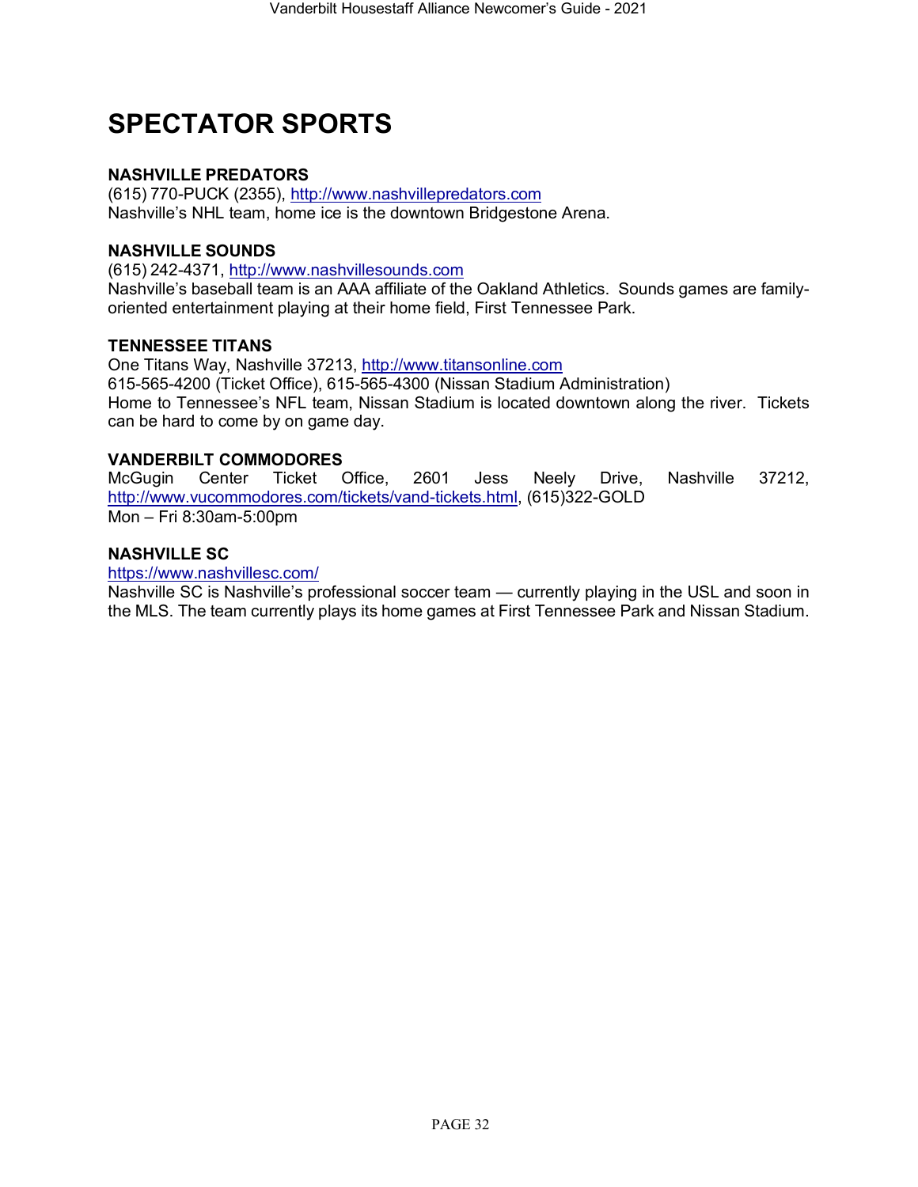# SPECTATOR SPORTS

### NASHVILLE PREDATORS

(615) 770-PUCK (2355), http://www.nashvillepredators.com
Nashville's NHL team, home ice is the downtown Bridgestone Arena.

### NASHVILLE SOUNDS

(615) 242-4371, http://www.nashvillesounds.com
Nashville's baseball team is an AAA affiliate of the Oakland Athletics. Sounds games are family-oriented entertainment playing at their home field, First Tennessee Park.

### TENNESSEE TITANS

One Titans Way, Nashville 37213, http://www.titansonline.com
615-565-4200 (Ticket Office), 615-565-4300 (Nissan Stadium Administration)
Home to Tennessee's NFL team, Nissan Stadium is located downtown along the river. Tickets can be hard to come by on game day.

### VANDERBILT COMMODORES

McGugin Center Ticket Office, 2601 Jess Neely Drive, Nashville 37212, http://www.vucommodores.com/tickets/vand-tickets.html, (615)322-GOLD
Mon – Fri 8:30am-5:00pm

### NASHVILLE SC

https://www.nashvillesc.com/
Nashville SC is Nashville's professional soccer team — currently playing in the USL and soon in the MLS. The team currently plays its home games at First Tennessee Park and Nissan Stadium.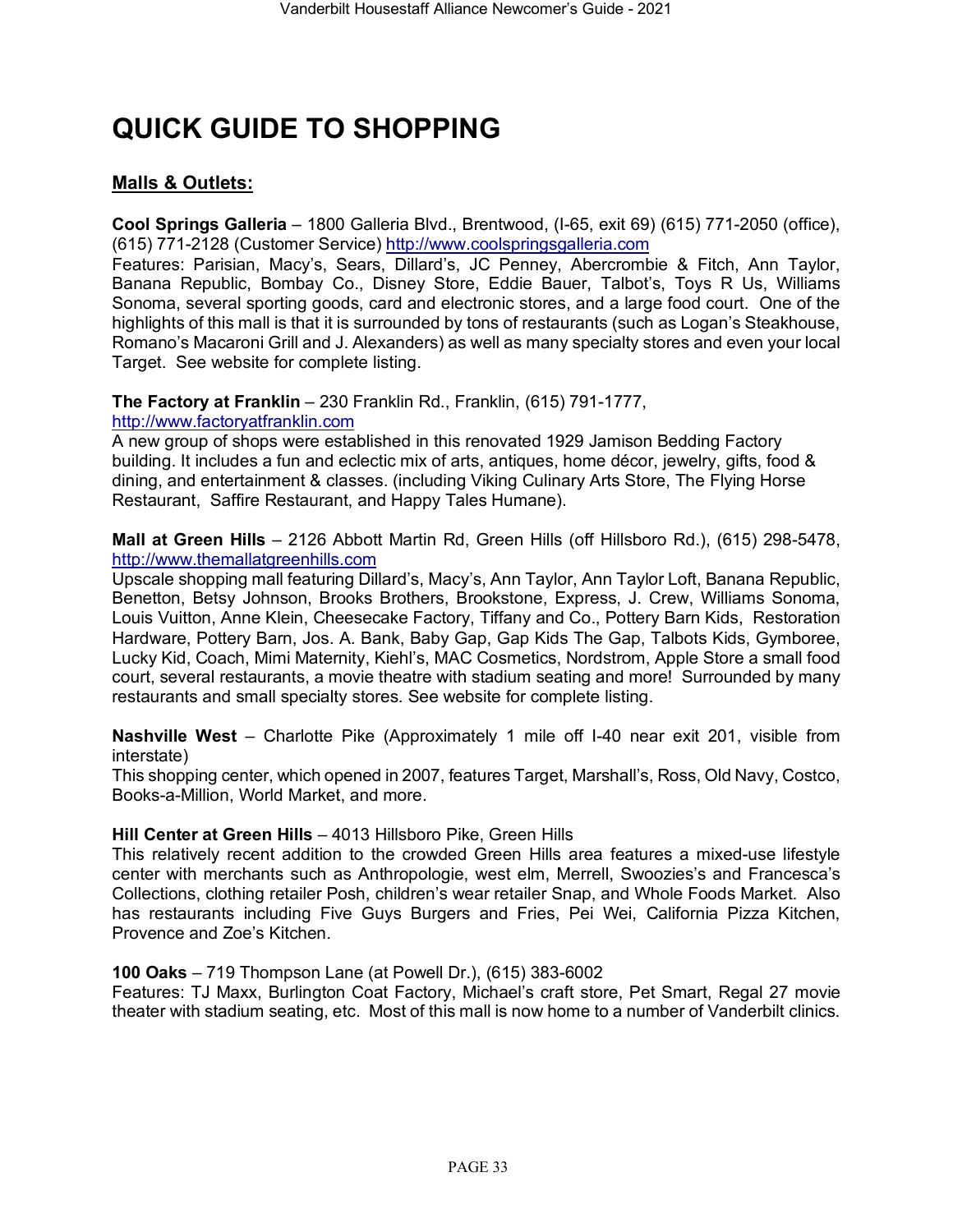# QUICK GUIDE TO SHOPPING

## Malls & Outlets:

**Cool Springs Galleria** – 1800 Galleria Blvd., Brentwood, (I-65, exit 69) (615) 771-2050 (office), (615) 771-2128 (Customer Service) http://www.coolspringsgalleria.com
Features: Parisian, Macy's, Sears, Dillard's, JC Penney, Abercrombie & Fitch, Ann Taylor, Banana Republic, Bombay Co., Disney Store, Eddie Bauer, Talbot's, Toys R Us, Williams Sonoma, several sporting goods, card and electronic stores, and a large food court. One of the highlights of this mall is that it is surrounded by tons of restaurants (such as Logan's Steakhouse, Romano's Macaroni Grill and J. Alexanders) as well as many specialty stores and even your local Target. See website for complete listing.

**The Factory at Franklin** – 230 Franklin Rd., Franklin, (615) 791-1777, http://www.factoryatfranklin.com
A new group of shops were established in this renovated 1929 Jamison Bedding Factory building. It includes a fun and eclectic mix of arts, antiques, home décor, jewelry, gifts, food & dining, and entertainment & classes. (including Viking Culinary Arts Store, The Flying Horse Restaurant, Saffire Restaurant, and Happy Tales Humane).

**Mall at Green Hills** – 2126 Abbott Martin Rd, Green Hills (off Hillsboro Rd.), (615) 298-5478, http://www.themallatgreenhills.com
Upscale shopping mall featuring Dillard's, Macy's, Ann Taylor, Ann Taylor Loft, Banana Republic, Benetton, Betsy Johnson, Brooks Brothers, Brookstone, Express, J. Crew, Williams Sonoma, Louis Vuitton, Anne Klein, Cheesecake Factory, Tiffany and Co., Pottery Barn Kids, Restoration Hardware, Pottery Barn, Jos. A. Bank, Baby Gap, Gap Kids The Gap, Talbots Kids, Gymboree, Lucky Kid, Coach, Mimi Maternity, Kiehl's, MAC Cosmetics, Nordstrom, Apple Store a small food court, several restaurants, a movie theatre with stadium seating and more! Surrounded by many restaurants and small specialty stores. See website for complete listing.

**Nashville West** – Charlotte Pike (Approximately 1 mile off I-40 near exit 201, visible from interstate)
This shopping center, which opened in 2007, features Target, Marshall's, Ross, Old Navy, Costco, Books-a-Million, World Market, and more.

**Hill Center at Green Hills** – 4013 Hillsboro Pike, Green Hills
This relatively recent addition to the crowded Green Hills area features a mixed-use lifestyle center with merchants such as Anthropologie, west elm, Merrell, Swoozies's and Francesca's Collections, clothing retailer Posh, children's wear retailer Snap, and Whole Foods Market. Also has restaurants including Five Guys Burgers and Fries, Pei Wei, California Pizza Kitchen, Provence and Zoe's Kitchen.

**100 Oaks** – 719 Thompson Lane (at Powell Dr.), (615) 383-6002
Features: TJ Maxx, Burlington Coat Factory, Michael's craft store, Pet Smart, Regal 27 movie theater with stadium seating, etc. Most of this mall is now home to a number of Vanderbilt clinics.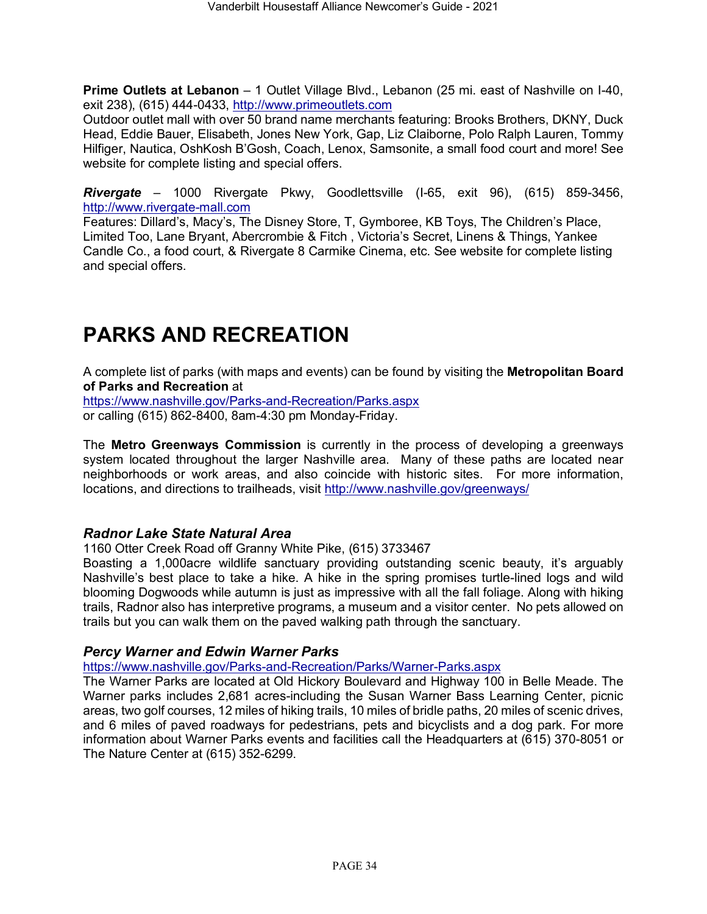**Prime Outlets at Lebanon** – 1 Outlet Village Blvd., Lebanon (25 mi. east of Nashville on I-40, exit 238), (615) 444-0433, http://www.primeoutlets.com
Outdoor outlet mall with over 50 brand name merchants featuring: Brooks Brothers, DKNY, Duck Head, Eddie Bauer, Elisabeth, Jones New York, Gap, Liz Claiborne, Polo Ralph Lauren, Tommy Hilfiger, Nautica, OshKosh B'Gosh, Coach, Lenox, Samsonite, a small food court and more! See website for complete listing and special offers.

***Rivergate*** – 1000 Rivergate Pkwy, Goodlettsville (I-65, exit 96), (615) 859-3456, http://www.rivergate-mall.com
Features: Dillard's, Macy's, The Disney Store, T, Gymboree, KB Toys, The Children's Place, Limited Too, Lane Bryant, Abercrombie & Fitch , Victoria's Secret, Linens & Things, Yankee Candle Co., a food court, & Rivergate 8 Carmike Cinema, etc. See website for complete listing and special offers.

# PARKS AND RECREATION

A complete list of parks (with maps and events) can be found by visiting the **Metropolitan Board of Parks and Recreation** at
https://www.nashville.gov/Parks-and-Recreation/Parks.aspx
or calling (615) 862-8400, 8am-4:30 pm Monday-Friday.

The **Metro Greenways Commission** is currently in the process of developing a greenways system located throughout the larger Nashville area. Many of these paths are located near neighborhoods or work areas, and also coincide with historic sites. For more information, locations, and directions to trailheads, visit http://www.nashville.gov/greenways/

### *Radnor Lake State Natural Area*

1160 Otter Creek Road off Granny White Pike, (615) 3733467
Boasting a 1,000acre wildlife sanctuary providing outstanding scenic beauty, it's arguably Nashville's best place to take a hike. A hike in the spring promises turtle-lined logs and wild blooming Dogwoods while autumn is just as impressive with all the fall foliage. Along with hiking trails, Radnor also has interpretive programs, a museum and a visitor center. No pets allowed on trails but you can walk them on the paved walking path through the sanctuary.

### *Percy Warner and Edwin Warner Parks*

https://www.nashville.gov/Parks-and-Recreation/Parks/Warner-Parks.aspx
The Warner Parks are located at Old Hickory Boulevard and Highway 100 in Belle Meade. The Warner parks includes 2,681 acres-including the Susan Warner Bass Learning Center, picnic areas, two golf courses, 12 miles of hiking trails, 10 miles of bridle paths, 20 miles of scenic drives, and 6 miles of paved roadways for pedestrians, pets and bicyclists and a dog park. For more information about Warner Parks events and facilities call the Headquarters at (615) 370-8051 or The Nature Center at (615) 352-6299.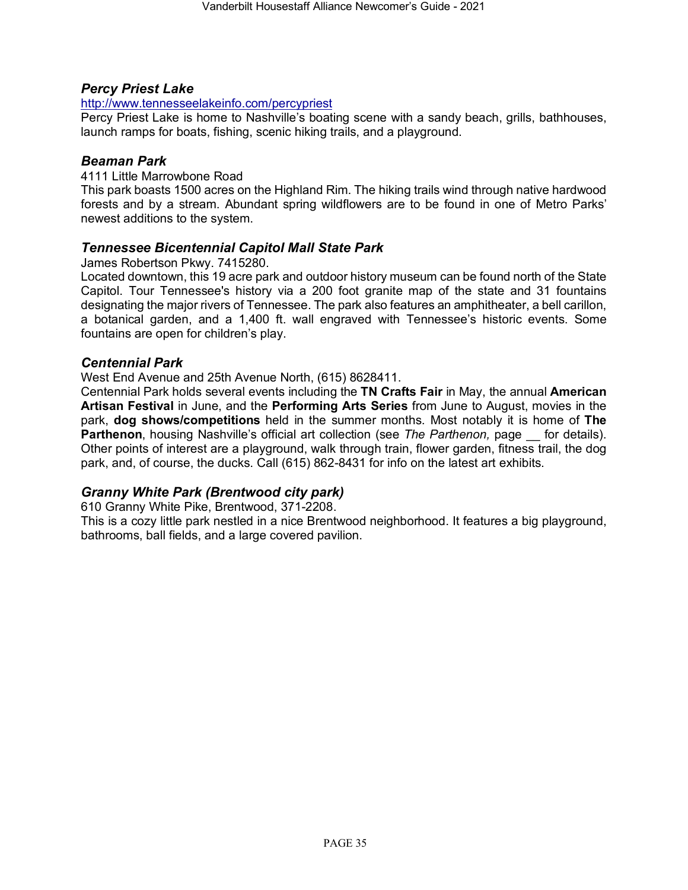### *Percy Priest Lake*

http://www.tennesseelakeinfo.com/percypriest

Percy Priest Lake is home to Nashville's boating scene with a sandy beach, grills, bathhouses, launch ramps for boats, fishing, scenic hiking trails, and a playground.

### *Beaman Park*

4111 Little Marrowbone Road

This park boasts 1500 acres on the Highland Rim. The hiking trails wind through native hardwood forests and by a stream. Abundant spring wildflowers are to be found in one of Metro Parks' newest additions to the system.

### *Tennessee Bicentennial Capitol Mall State Park*

James Robertson Pkwy. 7415280.

Located downtown, this 19 acre park and outdoor history museum can be found north of the State Capitol. Tour Tennessee's history via a 200 foot granite map of the state and 31 fountains designating the major rivers of Tennessee. The park also features an amphitheater, a bell carillon, a botanical garden, and a 1,400 ft. wall engraved with Tennessee's historic events. Some fountains are open for children's play.

### *Centennial Park*

West End Avenue and 25th Avenue North, (615) 8628411.

Centennial Park holds several events including the **TN Crafts Fair** in May, the annual **American Artisan Festival** in June, and the **Performing Arts Series** from June to August, movies in the park, **dog shows/competitions** held in the summer months. Most notably it is home of **The Parthenon**, housing Nashville's official art collection (see *The Parthenon,* page __ for details). Other points of interest are a playground, walk through train, flower garden, fitness trail, the dog park, and, of course, the ducks. Call (615) 862-8431 for info on the latest art exhibits.

### *Granny White Park (Brentwood city park)*

610 Granny White Pike, Brentwood, 371-2208.

This is a cozy little park nestled in a nice Brentwood neighborhood. It features a big playground, bathrooms, ball fields, and a large covered pavilion.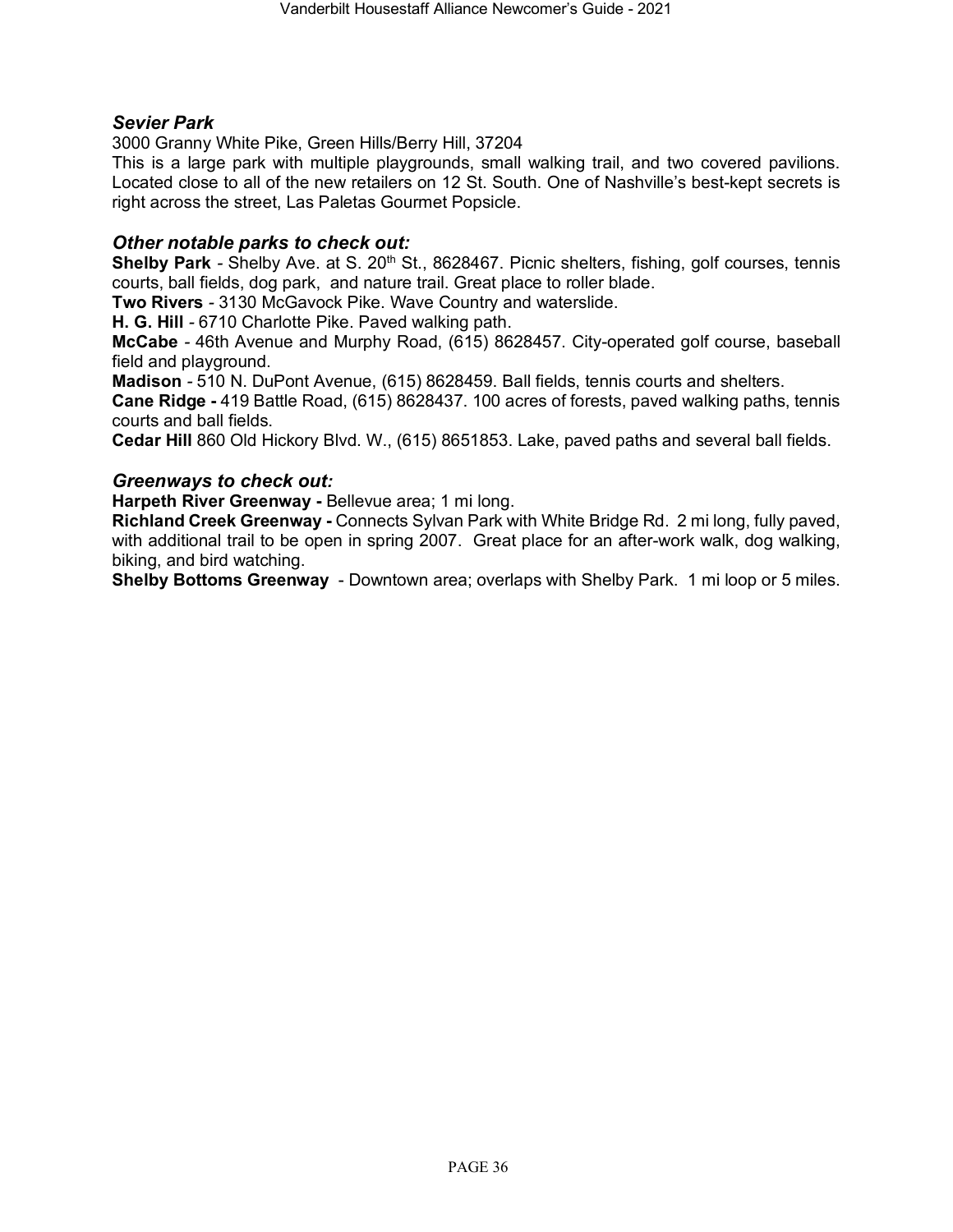### *Sevier Park*

3000 Granny White Pike, Green Hills/Berry Hill, 37204

This is a large park with multiple playgrounds, small walking trail, and two covered pavilions. Located close to all of the new retailers on 12 St. South. One of Nashville's best-kept secrets is right across the street, Las Paletas Gourmet Popsicle.

### *Other notable parks to check out:*

**Shelby Park** - Shelby Ave. at S. 20th St., 8628467. Picnic shelters, fishing, golf courses, tennis courts, ball fields, dog park, and nature trail. Great place to roller blade.

**Two Rivers** - 3130 McGavock Pike. Wave Country and waterslide.

**H. G. Hill** - 6710 Charlotte Pike. Paved walking path.

**McCabe** - 46th Avenue and Murphy Road, (615) 8628457. City-operated golf course, baseball field and playground.

**Madison** - 510 N. DuPont Avenue, (615) 8628459. Ball fields, tennis courts and shelters.

**Cane Ridge -** 419 Battle Road, (615) 8628437. 100 acres of forests, paved walking paths, tennis courts and ball fields.

**Cedar Hill** 860 Old Hickory Blvd. W., (615) 8651853. Lake, paved paths and several ball fields.

### *Greenways to check out:*

**Harpeth River Greenway -** Bellevue area; 1 mi long.

**Richland Creek Greenway -** Connects Sylvan Park with White Bridge Rd. 2 mi long, fully paved, with additional trail to be open in spring 2007. Great place for an after-work walk, dog walking, biking, and bird watching.

**Shelby Bottoms Greenway** - Downtown area; overlaps with Shelby Park. 1 mi loop or 5 miles.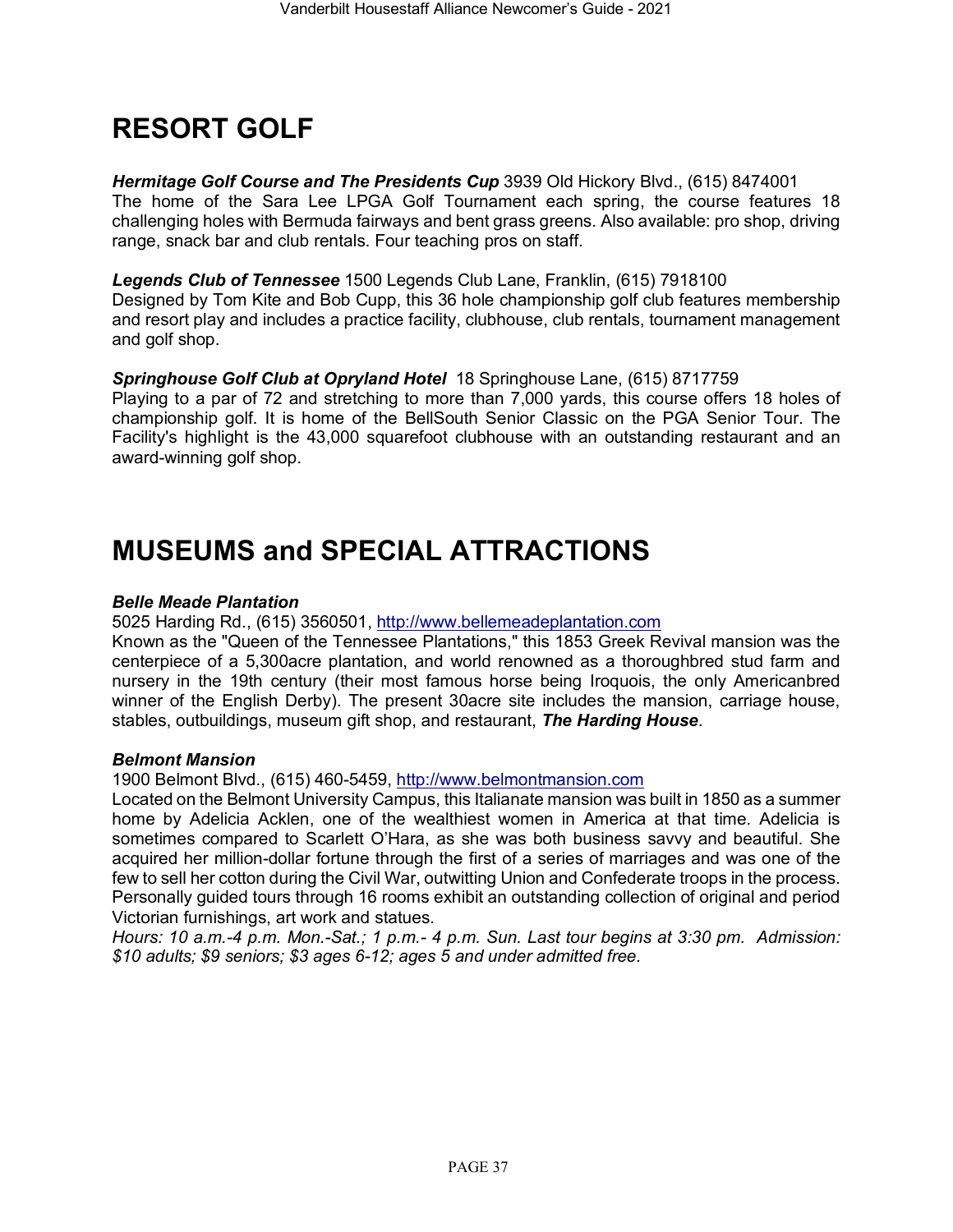# RESORT GOLF

***Hermitage Golf Course and The Presidents Cup*** 3939 Old Hickory Blvd., (615) 8474001
The home of the Sara Lee LPGA Golf Tournament each spring, the course features 18 challenging holes with Bermuda fairways and bent grass greens. Also available: pro shop, driving range, snack bar and club rentals. Four teaching pros on staff.

***Legends Club of Tennessee*** 1500 Legends Club Lane, Franklin, (615) 7918100
Designed by Tom Kite and Bob Cupp, this 36 hole championship golf club features membership and resort play and includes a practice facility, clubhouse, club rentals, tournament management and golf shop.

***Springhouse Golf Club at Opryland Hotel*** 18 Springhouse Lane, (615) 8717759
Playing to a par of 72 and stretching to more than 7,000 yards, this course offers 18 holes of championship golf. It is home of the BellSouth Senior Classic on the PGA Senior Tour. The Facility's highlight is the 43,000 squarefoot clubhouse with an outstanding restaurant and an award-winning golf shop.

# MUSEUMS and SPECIAL ATTRACTIONS

***Belle Meade Plantation***
5025 Harding Rd., (615) 3560501, http://www.bellemeadeplantation.com
Known as the "Queen of the Tennessee Plantations," this 1853 Greek Revival mansion was the centerpiece of a 5,300acre plantation, and world renowned as a thoroughbred stud farm and nursery in the 19th century (their most famous horse being Iroquois, the only Americanbred winner of the English Derby). The present 30acre site includes the mansion, carriage house, stables, outbuildings, museum gift shop, and restaurant, ***The Harding House***.

***Belmont Mansion***
1900 Belmont Blvd., (615) 460-5459, http://www.belmontmansion.com
Located on the Belmont University Campus, this Italianate mansion was built in 1850 as a summer home by Adelicia Acklen, one of the wealthiest women in America at that time. Adelicia is sometimes compared to Scarlett O'Hara, as she was both business savvy and beautiful. She acquired her million-dollar fortune through the first of a series of marriages and was one of the few to sell her cotton during the Civil War, outwitting Union and Confederate troops in the process. Personally guided tours through 16 rooms exhibit an outstanding collection of original and period Victorian furnishings, art work and statues.
*Hours: 10 a.m.-4 p.m. Mon.-Sat.; 1 p.m.- 4 p.m. Sun. Last tour begins at 3:30 pm. Admission: $10 adults; $9 seniors; $3 ages 6-12; ages 5 and under admitted free*.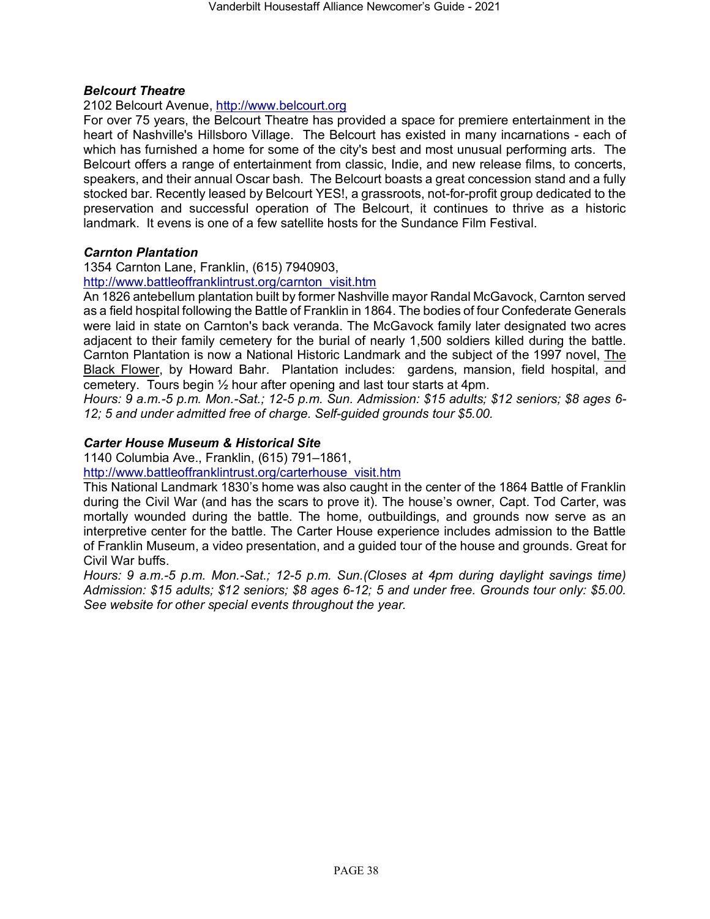***Belcourt Theatre***

2102 Belcourt Avenue, http://www.belcourt.org

For over 75 years, the Belcourt Theatre has provided a space for premiere entertainment in the heart of Nashville's Hillsboro Village. The Belcourt has existed in many incarnations - each of which has furnished a home for some of the city's best and most unusual performing arts. The Belcourt offers a range of entertainment from classic, Indie, and new release films, to concerts, speakers, and their annual Oscar bash. The Belcourt boasts a great concession stand and a fully stocked bar. Recently leased by Belcourt YES!, a grassroots, not-for-profit group dedicated to the preservation and successful operation of The Belcourt, it continues to thrive as a historic landmark. It evens is one of a few satellite hosts for the Sundance Film Festival.

***Carnton Plantation***

1354 Carnton Lane, Franklin, (615) 7940903,
http://www.battleoffranklintrust.org/carnton_visit.htm

An 1826 antebellum plantation built by former Nashville mayor Randal McGavock, Carnton served as a field hospital following the Battle of Franklin in 1864. The bodies of four Confederate Generals were laid in state on Carnton's back veranda. The McGavock family later designated two acres adjacent to their family cemetery for the burial of nearly 1,500 soldiers killed during the battle. Carnton Plantation is now a National Historic Landmark and the subject of the 1997 novel, The Black Flower, by Howard Bahr. Plantation includes: gardens, mansion, field hospital, and cemetery. Tours begin ½ hour after opening and last tour starts at 4pm.

*Hours: 9 a.m.-5 p.m. Mon.-Sat.; 12-5 p.m. Sun. Admission: $15 adults; $12 seniors; $8 ages 6-12; 5 and under admitted free of charge. Self-guided grounds tour $5.00.*

***Carter House Museum & Historical Site***

1140 Columbia Ave., Franklin, (615) 791–1861,
http://www.battleoffranklintrust.org/carterhouse_visit.htm

This National Landmark 1830's home was also caught in the center of the 1864 Battle of Franklin during the Civil War (and has the scars to prove it). The house's owner, Capt. Tod Carter, was mortally wounded during the battle. The home, outbuildings, and grounds now serve as an interpretive center for the battle. The Carter House experience includes admission to the Battle of Franklin Museum, a video presentation, and a guided tour of the house and grounds. Great for Civil War buffs.

*Hours: 9 a.m.-5 p.m. Mon.-Sat.; 12-5 p.m. Sun.(Closes at 4pm during daylight savings time) Admission: $15 adults; $12 seniors; $8 ages 6-12; 5 and under free. Grounds tour only: $5.00. See website for other special events throughout the year.*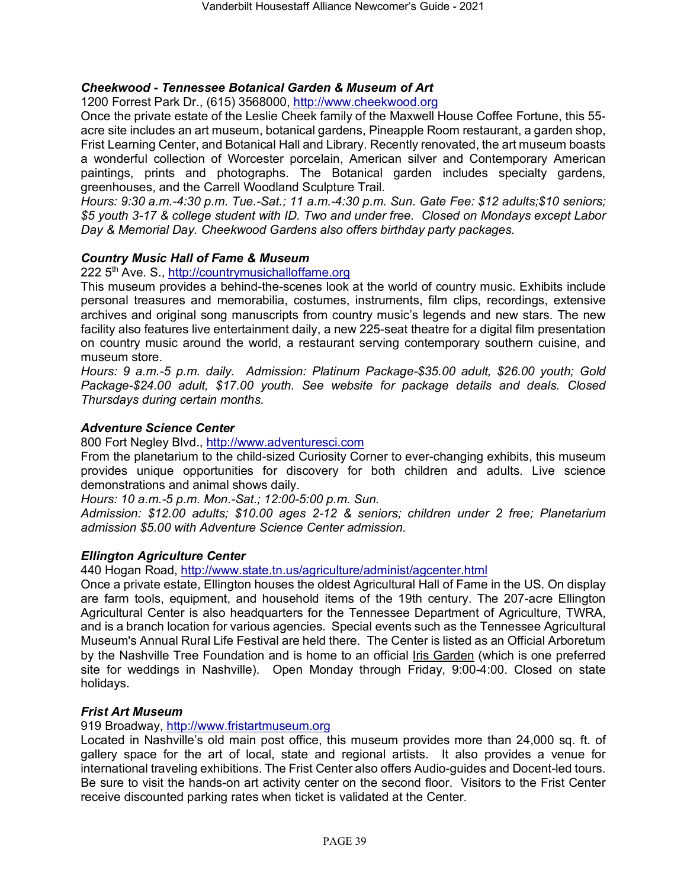### ***Cheekwood - Tennessee Botanical Garden & Museum of Art***

1200 Forrest Park Dr., (615) 3568000, http://www.cheekwood.org

Once the private estate of the Leslie Cheek family of the Maxwell House Coffee Fortune, this 55-acre site includes an art museum, botanical gardens, Pineapple Room restaurant, a garden shop, Frist Learning Center, and Botanical Hall and Library. Recently renovated, the art museum boasts a wonderful collection of Worcester porcelain, American silver and Contemporary American paintings, prints and photographs. The Botanical garden includes specialty gardens, greenhouses, and the Carrell Woodland Sculpture Trail.

*Hours: 9:30 a.m.-4:30 p.m. Tue.-Sat.; 11 a.m.-4:30 p.m. Sun. Gate Fee: $12 adults;$10 seniors; $5 youth 3-17 & college student with ID. Two and under free. Closed on Mondays except Labor Day & Memorial Day. Cheekwood Gardens also offers birthday party packages.*

### ***Country Music Hall of Fame & Museum***

222 5th Ave. S., http://countrymusichalloffame.org

This museum provides a behind-the-scenes look at the world of country music. Exhibits include personal treasures and memorabilia, costumes, instruments, film clips, recordings, extensive archives and original song manuscripts from country music's legends and new stars. The new facility also features live entertainment daily, a new 225-seat theatre for a digital film presentation on country music around the world, a restaurant serving contemporary southern cuisine, and museum store.

*Hours: 9 a.m.-5 p.m. daily. Admission: Platinum Package-$35.00 adult, $26.00 youth; Gold Package-$24.00 adult, $17.00 youth. See website for package details and deals. Closed Thursdays during certain months.*

### ***Adventure Science Center***

800 Fort Negley Blvd., http://www.adventuresci.com

From the planetarium to the child-sized Curiosity Corner to ever-changing exhibits, this museum provides unique opportunities for discovery for both children and adults. Live science demonstrations and animal shows daily.

*Hours: 10 a.m.-5 p.m. Mon.-Sat.; 12:00-5:00 p.m. Sun.*

*Admission: $12.00 adults; $10.00 ages 2-12 & seniors; children under 2 free; Planetarium admission $5.00 with Adventure Science Center admission.*

### ***Ellington Agriculture Center***

440 Hogan Road, http://www.state.tn.us/agriculture/administ/agcenter.html

Once a private estate, Ellington houses the oldest Agricultural Hall of Fame in the US. On display are farm tools, equipment, and household items of the 19th century. The 207-acre Ellington Agricultural Center is also headquarters for the Tennessee Department of Agriculture, TWRA, and is a branch location for various agencies. Special events such as the Tennessee Agricultural Museum's Annual Rural Life Festival are held there. The Center is listed as an Official Arboretum by the Nashville Tree Foundation and is home to an official Iris Garden (which is one preferred site for weddings in Nashville). Open Monday through Friday, 9:00-4:00. Closed on state holidays.

### ***Frist Art Museum***

919 Broadway, http://www.fristartmuseum.org

Located in Nashville's old main post office, this museum provides more than 24,000 sq. ft. of gallery space for the art of local, state and regional artists. It also provides a venue for international traveling exhibitions. The Frist Center also offers Audio-guides and Docent-led tours. Be sure to visit the hands-on art activity center on the second floor. Visitors to the Frist Center receive discounted parking rates when ticket is validated at the Center.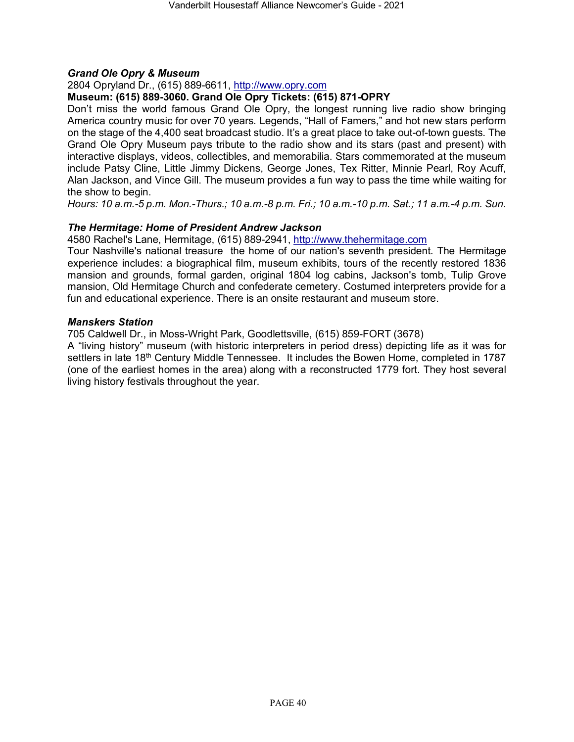***Grand Ole Opry & Museum***

2804 Opryland Dr., (615) 889-6611, http://www.opry.com

**Museum: (615) 889-3060. Grand Ole Opry Tickets: (615) 871-OPRY**

Don't miss the world famous Grand Ole Opry, the longest running live radio show bringing America country music for over 70 years. Legends, "Hall of Famers," and hot new stars perform on the stage of the 4,400 seat broadcast studio. It's a great place to take out-of-town guests. The Grand Ole Opry Museum pays tribute to the radio show and its stars (past and present) with interactive displays, videos, collectibles, and memorabilia. Stars commemorated at the museum include Patsy Cline, Little Jimmy Dickens, George Jones, Tex Ritter, Minnie Pearl, Roy Acuff, Alan Jackson, and Vince Gill. The museum provides a fun way to pass the time while waiting for the show to begin.

*Hours: 10 a.m.-5 p.m. Mon.-Thurs.; 10 a.m.-8 p.m. Fri.; 10 a.m.-10 p.m. Sat.; 11 a.m.-4 p.m. Sun.*

***The Hermitage: Home of President Andrew Jackson***

4580 Rachel's Lane, Hermitage, (615) 889-2941, http://www.thehermitage.com

Tour Nashville's national treasure the home of our nation's seventh president. The Hermitage experience includes: a biographical film, museum exhibits, tours of the recently restored 1836 mansion and grounds, formal garden, original 1804 log cabins, Jackson's tomb, Tulip Grove mansion, Old Hermitage Church and confederate cemetery. Costumed interpreters provide for a fun and educational experience. There is an onsite restaurant and museum store.

***Manskers Station***

705 Caldwell Dr., in Moss-Wright Park, Goodlettsville, (615) 859-FORT (3678)

A "living history" museum (with historic interpreters in period dress) depicting life as it was for settlers in late 18th Century Middle Tennessee. It includes the Bowen Home, completed in 1787 (one of the earliest homes in the area) along with a reconstructed 1779 fort. They host several living history festivals throughout the year.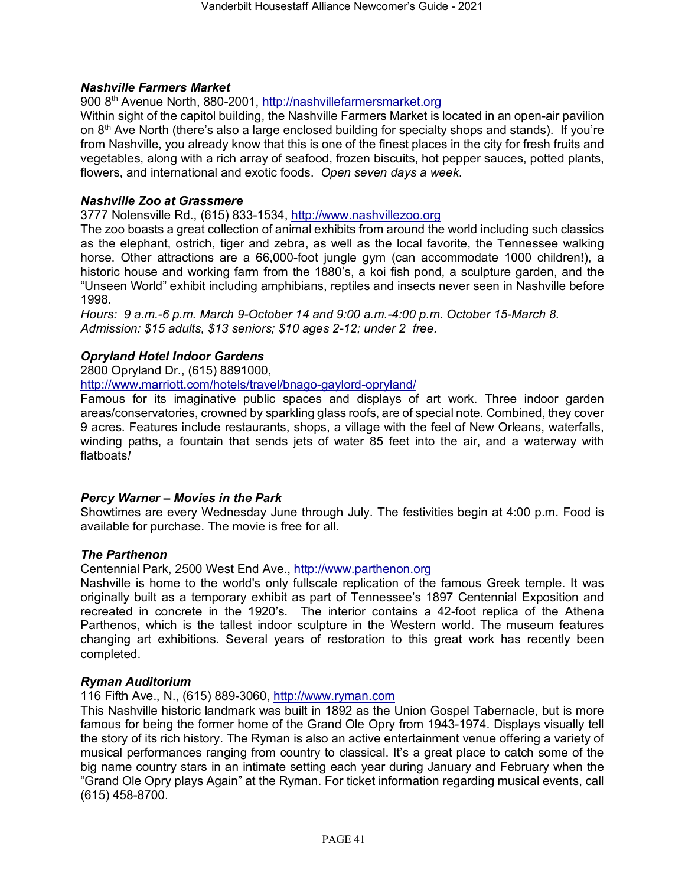### ***Nashville Farmers Market***

900 8th Avenue North, 880-2001, http://nashvillefarmersmarket.org

Within sight of the capitol building, the Nashville Farmers Market is located in an open-air pavilion on 8th Ave North (there's also a large enclosed building for specialty shops and stands). If you're from Nashville, you already know that this is one of the finest places in the city for fresh fruits and vegetables, along with a rich array of seafood, frozen biscuits, hot pepper sauces, potted plants, flowers, and international and exotic foods. *Open seven days a week.*

### ***Nashville Zoo at Grassmere***

3777 Nolensville Rd., (615) 833-1534, http://www.nashvillezoo.org

The zoo boasts a great collection of animal exhibits from around the world including such classics as the elephant, ostrich, tiger and zebra, as well as the local favorite, the Tennessee walking horse. Other attractions are a 66,000-foot jungle gym (can accommodate 1000 children!), a historic house and working farm from the 1880's, a koi fish pond, a sculpture garden, and the "Unseen World" exhibit including amphibians, reptiles and insects never seen in Nashville before 1998.

*Hours: 9 a.m.-6 p.m. March 9-October 14 and 9:00 a.m.-4:00 p.m. October 15-March 8.*
*Admission: $15 adults, $13 seniors; $10 ages 2-12; under 2 free.*

### ***Opryland Hotel Indoor Gardens***

2800 Opryland Dr., (615) 8891000,
http://www.marriott.com/hotels/travel/bnago-gaylord-opryland/

Famous for its imaginative public spaces and displays of art work. Three indoor garden areas/conservatories, crowned by sparkling glass roofs, are of special note. Combined, they cover 9 acres. Features include restaurants, shops, a village with the feel of New Orleans, waterfalls, winding paths, a fountain that sends jets of water 85 feet into the air, and a waterway with flatboats*!*

### ***Percy Warner – Movies in the Park***

Showtimes are every Wednesday June through July. The festivities begin at 4:00 p.m. Food is available for purchase. The movie is free for all.

### ***The Parthenon***

Centennial Park, 2500 West End Ave., http://www.parthenon.org

Nashville is home to the world's only fullscale replication of the famous Greek temple. It was originally built as a temporary exhibit as part of Tennessee's 1897 Centennial Exposition and recreated in concrete in the 1920's. The interior contains a 42-foot replica of the Athena Parthenos, which is the tallest indoor sculpture in the Western world. The museum features changing art exhibitions. Several years of restoration to this great work has recently been completed.

### ***Ryman Auditorium***

116 Fifth Ave., N., (615) 889-3060, http://www.ryman.com

This Nashville historic landmark was built in 1892 as the Union Gospel Tabernacle, but is more famous for being the former home of the Grand Ole Opry from 1943-1974. Displays visually tell the story of its rich history. The Ryman is also an active entertainment venue offering a variety of musical performances ranging from country to classical. It's a great place to catch some of the big name country stars in an intimate setting each year during January and February when the "Grand Ole Opry plays Again" at the Ryman. For ticket information regarding musical events, call (615) 458-8700.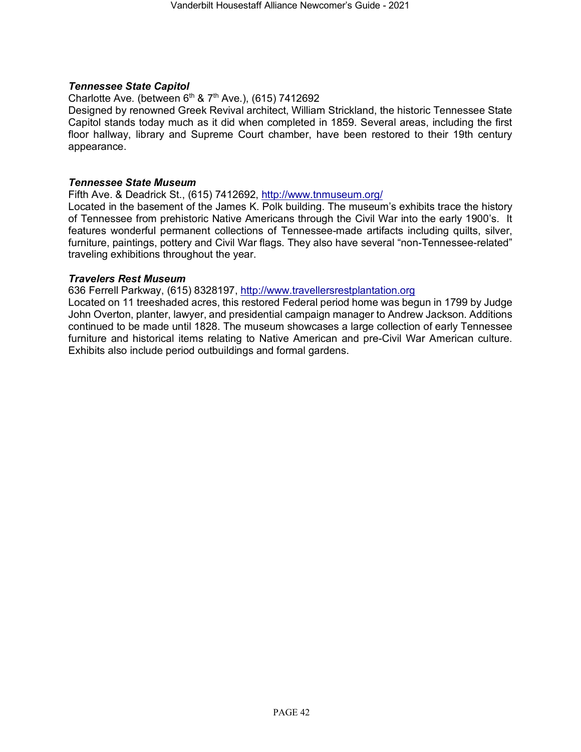***Tennessee State Capitol***

Charlotte Ave. (between 6th & 7th Ave.), (615) 7412692

Designed by renowned Greek Revival architect, William Strickland, the historic Tennessee State Capitol stands today much as it did when completed in 1859. Several areas, including the first floor hallway, library and Supreme Court chamber, have been restored to their 19th century appearance.

***Tennessee State Museum***

Fifth Ave. & Deadrick St., (615) 7412692, http://www.tnmuseum.org/

Located in the basement of the James K. Polk building. The museum's exhibits trace the history of Tennessee from prehistoric Native Americans through the Civil War into the early 1900's. It features wonderful permanent collections of Tennessee-made artifacts including quilts, silver, furniture, paintings, pottery and Civil War flags. They also have several "non-Tennessee-related" traveling exhibitions throughout the year.

***Travelers Rest Museum***

636 Ferrell Parkway, (615) 8328197, http://www.travellersrestplantation.org

Located on 11 treeshaded acres, this restored Federal period home was begun in 1799 by Judge John Overton, planter, lawyer, and presidential campaign manager to Andrew Jackson. Additions continued to be made until 1828. The museum showcases a large collection of early Tennessee furniture and historical items relating to Native American and pre-Civil War American culture. Exhibits also include period outbuildings and formal gardens.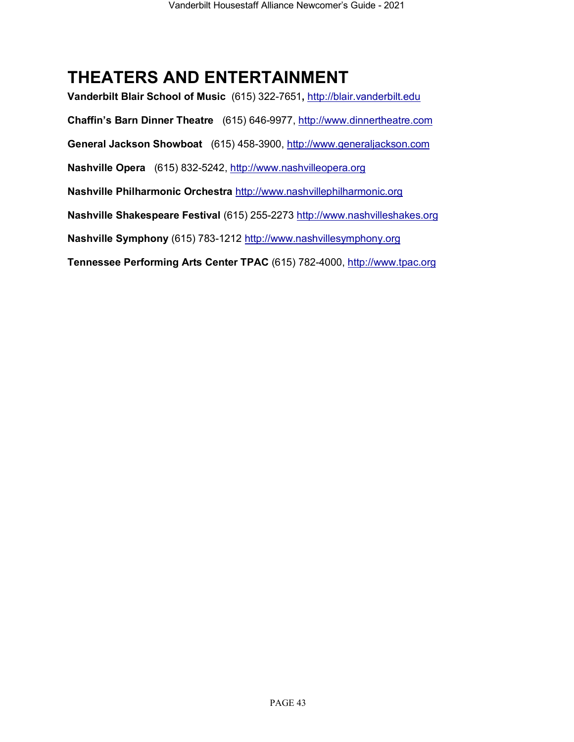# THEATERS AND ENTERTAINMENT

**Vanderbilt Blair School of Music** (615) 322-7651**,** http://blair.vanderbilt.edu

**Chaffin's Barn Dinner Theatre** (615) 646-9977, http://www.dinnertheatre.com

**General Jackson Showboat** (615) 458-3900, http://www.generaljackson.com

**Nashville Opera** (615) 832-5242, http://www.nashvilleopera.org

**Nashville Philharmonic Orchestra** http://www.nashvillephilharmonic.org

**Nashville Shakespeare Festival** (615) 255-2273 http://www.nashvilleshakes.org

**Nashville Symphony** (615) 783-1212 http://www.nashvillesymphony.org

**Tennessee Performing Arts Center TPAC** (615) 782-4000, http://www.tpac.org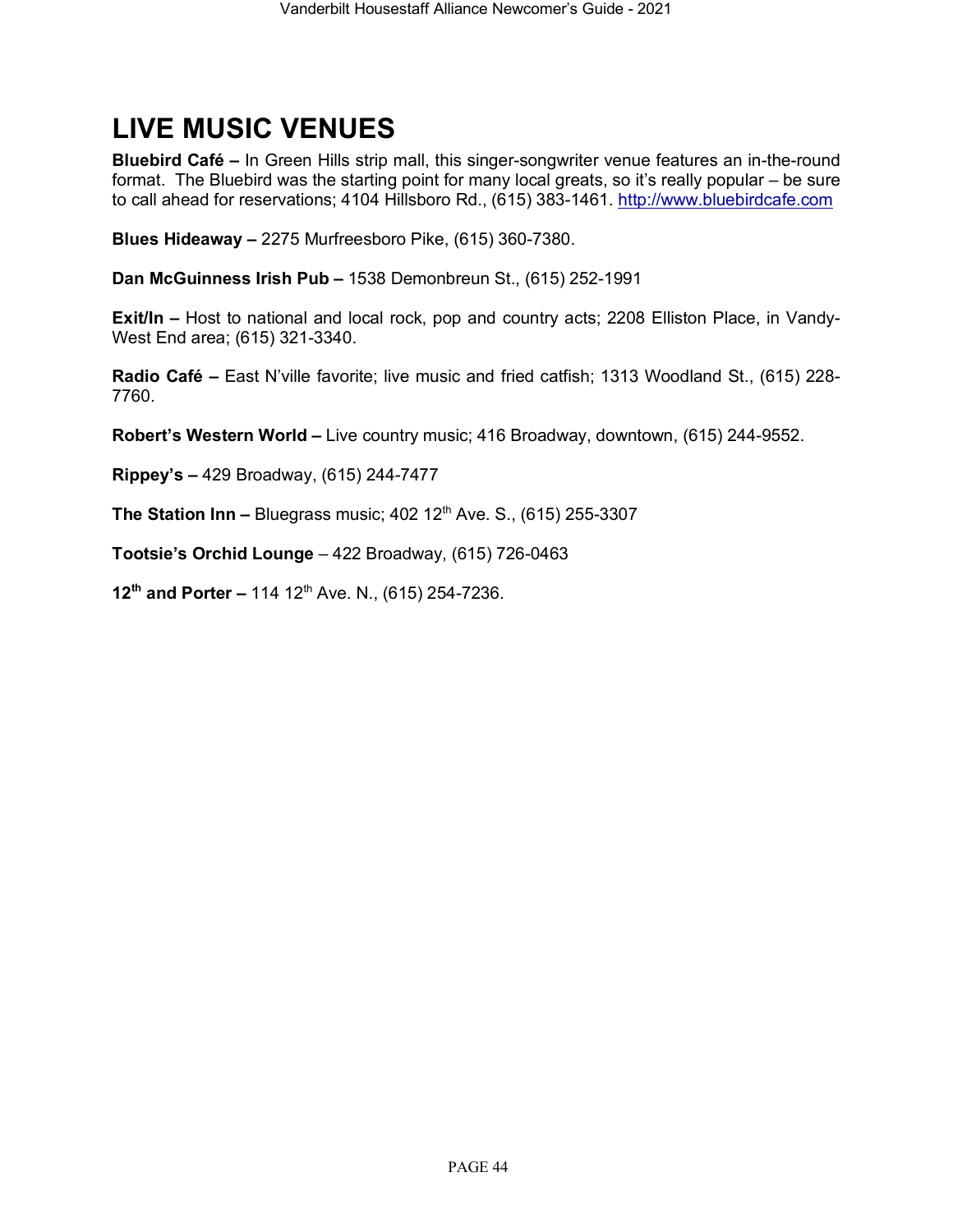# LIVE MUSIC VENUES

**Bluebird Café –** In Green Hills strip mall, this singer-songwriter venue features an in-the-round format. The Bluebird was the starting point for many local greats, so it's really popular – be sure to call ahead for reservations; 4104 Hillsboro Rd., (615) 383-1461. http://www.bluebirdcafe.com

**Blues Hideaway –** 2275 Murfreesboro Pike, (615) 360-7380.

**Dan McGuinness Irish Pub –** 1538 Demonbreun St., (615) 252-1991

**Exit/In –** Host to national and local rock, pop and country acts; 2208 Elliston Place, in Vandy-West End area; (615) 321-3340.

**Radio Café –** East N'ville favorite; live music and fried catfish; 1313 Woodland St., (615) 228-7760.

**Robert's Western World –** Live country music; 416 Broadway, downtown, (615) 244-9552.

**Rippey's –** 429 Broadway, (615) 244-7477

**The Station Inn –** Bluegrass music; 402 12th Ave. S., (615) 255-3307

**Tootsie's Orchid Lounge** – 422 Broadway, (615) 726-0463

**12th and Porter –** 114 12th Ave. N., (615) 254-7236.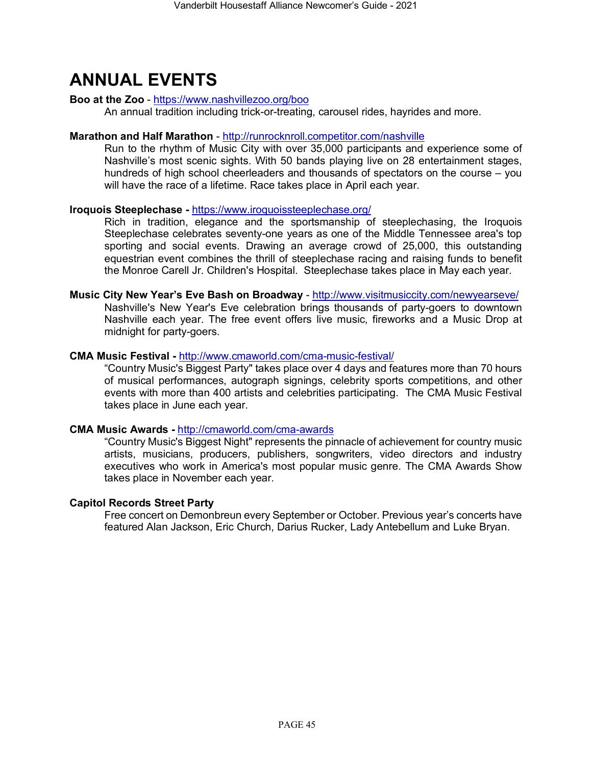# ANNUAL EVENTS

**Boo at the Zoo** - https://www.nashvillezoo.org/boo

An annual tradition including trick-or-treating, carousel rides, hayrides and more.

**Marathon and Half Marathon** - http://runrocknroll.competitor.com/nashville

Run to the rhythm of Music City with over 35,000 participants and experience some of Nashville's most scenic sights. With 50 bands playing live on 28 entertainment stages, hundreds of high school cheerleaders and thousands of spectators on the course – you will have the race of a lifetime. Race takes place in April each year.

**Iroquois Steeplechase -** https://www.iroquoissteeplechase.org/

Rich in tradition, elegance and the sportsmanship of steeplechasing, the Iroquois Steeplechase celebrates seventy-one years as one of the Middle Tennessee area's top sporting and social events. Drawing an average crowd of 25,000, this outstanding equestrian event combines the thrill of steeplechase racing and raising funds to benefit the Monroe Carell Jr. Children's Hospital. Steeplechase takes place in May each year.

**Music City New Year's Eve Bash on Broadway** - http://www.visitmusiccity.com/newyearseve/

Nashville's New Year's Eve celebration brings thousands of party-goers to downtown Nashville each year. The free event offers live music, fireworks and a Music Drop at midnight for party-goers.

**CMA Music Festival -** http://www.cmaworld.com/cma-music-festival/

"Country Music's Biggest Party" takes place over 4 days and features more than 70 hours of musical performances, autograph signings, celebrity sports competitions, and other events with more than 400 artists and celebrities participating. The CMA Music Festival takes place in June each year.

**CMA Music Awards -** http://cmaworld.com/cma-awards

"Country Music's Biggest Night" represents the pinnacle of achievement for country music artists, musicians, producers, publishers, songwriters, video directors and industry executives who work in America's most popular music genre. The CMA Awards Show takes place in November each year.

**Capitol Records Street Party**

Free concert on Demonbreun every September or October. Previous year's concerts have featured Alan Jackson, Eric Church, Darius Rucker, Lady Antebellum and Luke Bryan.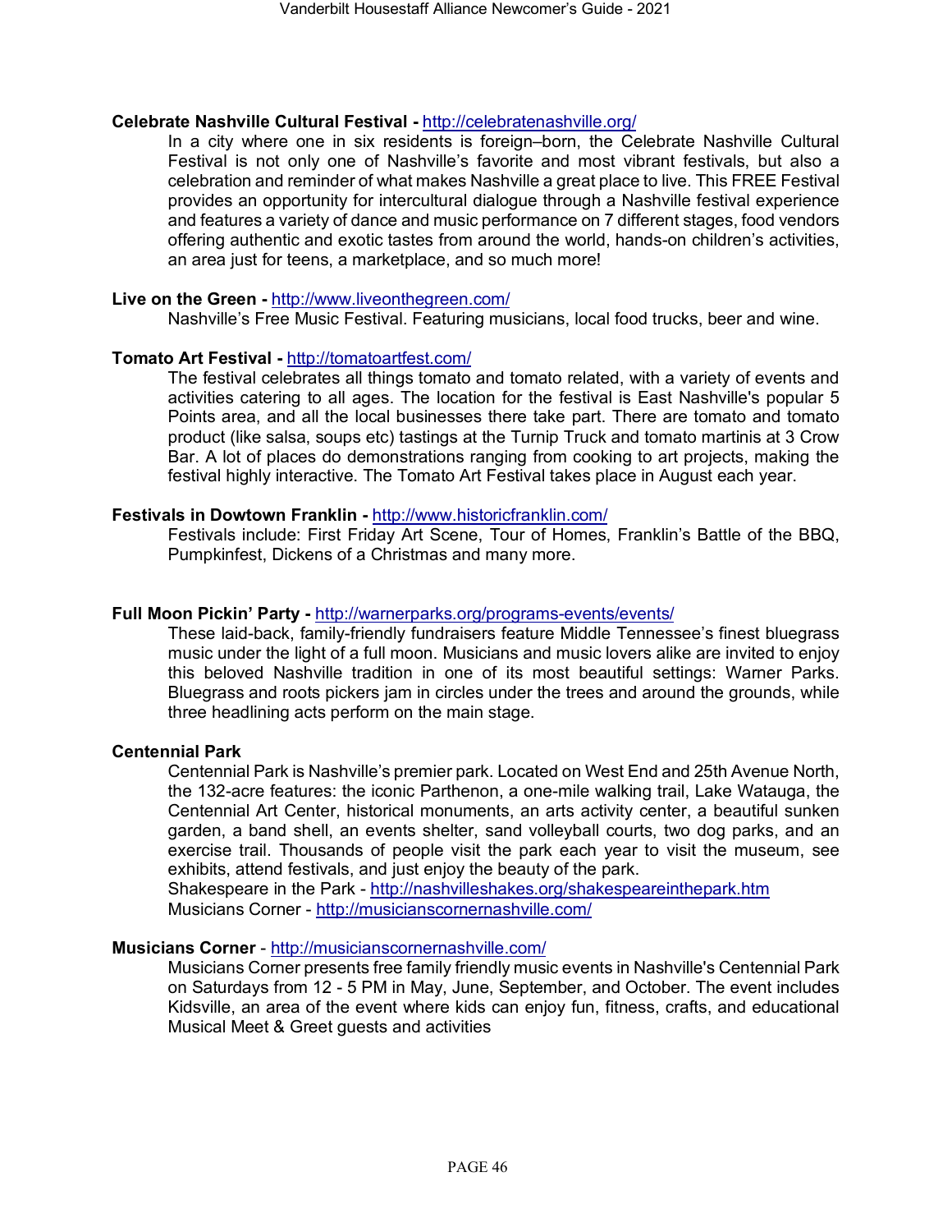**Celebrate Nashville Cultural Festival -** http://celebratenashville.org/

In a city where one in six residents is foreign–born, the Celebrate Nashville Cultural Festival is not only one of Nashville's favorite and most vibrant festivals, but also a celebration and reminder of what makes Nashville a great place to live. This FREE Festival provides an opportunity for intercultural dialogue through a Nashville festival experience and features a variety of dance and music performance on 7 different stages, food vendors offering authentic and exotic tastes from around the world, hands-on children's activities, an area just for teens, a marketplace, and so much more!

**Live on the Green -** http://www.liveonthegreen.com/

Nashville's Free Music Festival. Featuring musicians, local food trucks, beer and wine.

**Tomato Art Festival -** http://tomatoartfest.com/

The festival celebrates all things tomato and tomato related, with a variety of events and activities catering to all ages. The location for the festival is East Nashville's popular 5 Points area, and all the local businesses there take part. There are tomato and tomato product (like salsa, soups etc) tastings at the Turnip Truck and tomato martinis at 3 Crow Bar. A lot of places do demonstrations ranging from cooking to art projects, making the festival highly interactive. The Tomato Art Festival takes place in August each year.

**Festivals in Dowtown Franklin -** http://www.historicfranklin.com/

Festivals include: First Friday Art Scene, Tour of Homes, Franklin's Battle of the BBQ, Pumpkinfest, Dickens of a Christmas and many more.

**Full Moon Pickin' Party -** http://warnerparks.org/programs-events/events/

These laid-back, family-friendly fundraisers feature Middle Tennessee's finest bluegrass music under the light of a full moon. Musicians and music lovers alike are invited to enjoy this beloved Nashville tradition in one of its most beautiful settings: Warner Parks. Bluegrass and roots pickers jam in circles under the trees and around the grounds, while three headlining acts perform on the main stage.

**Centennial Park**

Centennial Park is Nashville's premier park. Located on West End and 25th Avenue North, the 132-acre features: the iconic Parthenon, a one-mile walking trail, Lake Watauga, the Centennial Art Center, historical monuments, an arts activity center, a beautiful sunken garden, a band shell, an events shelter, sand volleyball courts, two dog parks, and an exercise trail. Thousands of people visit the park each year to visit the museum, see exhibits, attend festivals, and just enjoy the beauty of the park.

Shakespeare in the Park - http://nashvilleshakes.org/shakespeareinthepark.htm

Musicians Corner - http://musicianscornernashville.com/

**Musicians Corner** - http://musicianscornernashville.com/

Musicians Corner presents free family friendly music events in Nashville's Centennial Park on Saturdays from 12 - 5 PM in May, June, September, and October. The event includes Kidsville, an area of the event where kids can enjoy fun, fitness, crafts, and educational Musical Meet & Greet guests and activities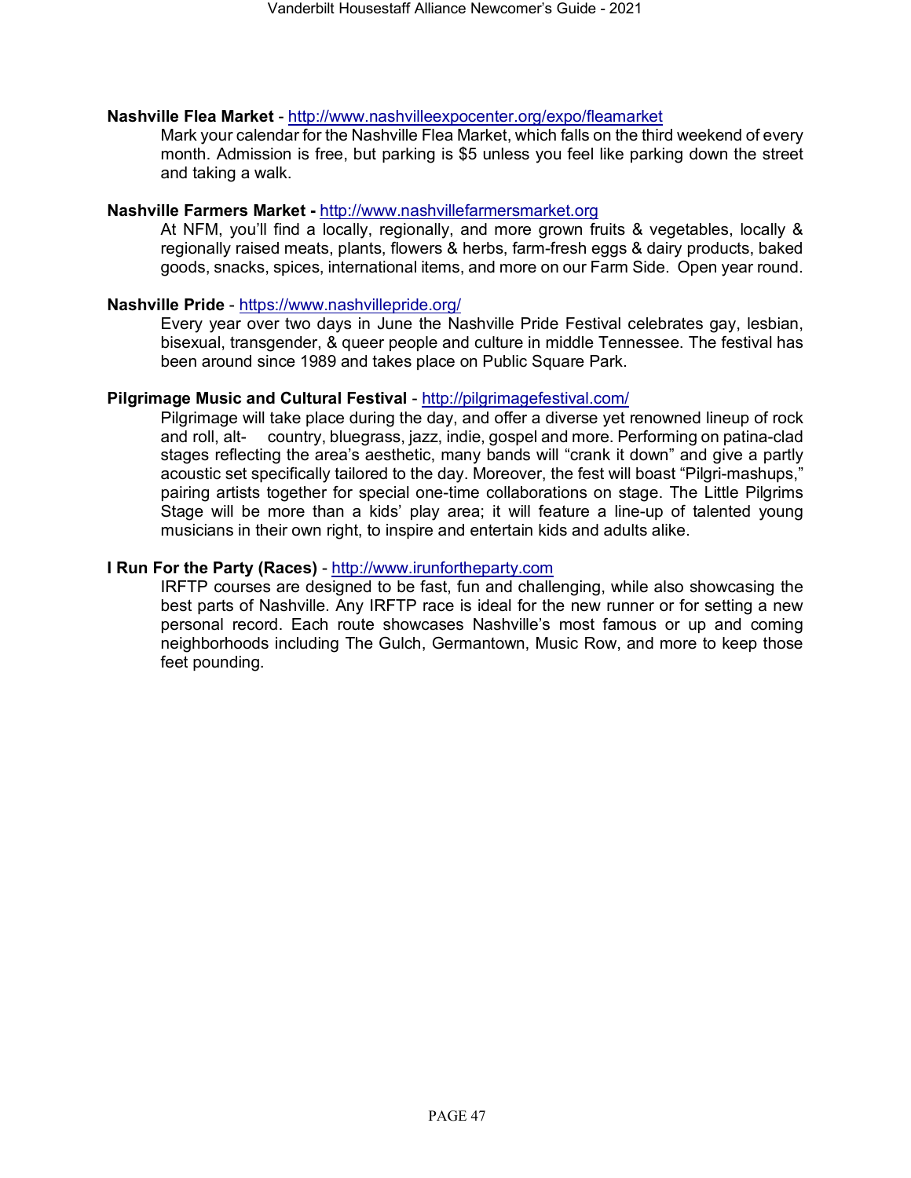**Nashville Flea Market** - http://www.nashvilleexpocenter.org/expo/fleamarket

Mark your calendar for the Nashville Flea Market, which falls on the third weekend of every month. Admission is free, but parking is $5 unless you feel like parking down the street and taking a walk.

**Nashville Farmers Market -** http://www.nashvillefarmersmarket.org

At NFM, you'll find a locally, regionally, and more grown fruits & vegetables, locally & regionally raised meats, plants, flowers & herbs, farm-fresh eggs & dairy products, baked goods, snacks, spices, international items, and more on our Farm Side. Open year round.

**Nashville Pride** - https://www.nashvillepride.org/

Every year over two days in June the Nashville Pride Festival celebrates gay, lesbian, bisexual, transgender, & queer people and culture in middle Tennessee. The festival has been around since 1989 and takes place on Public Square Park.

**Pilgrimage Music and Cultural Festival** - http://pilgrimagefestival.com/

Pilgrimage will take place during the day, and offer a diverse yet renowned lineup of rock and roll, alt- country, bluegrass, jazz, indie, gospel and more. Performing on patina-clad stages reflecting the area's aesthetic, many bands will "crank it down" and give a partly acoustic set specifically tailored to the day. Moreover, the fest will boast "Pilgri-mashups," pairing artists together for special one-time collaborations on stage. The Little Pilgrims Stage will be more than a kids' play area; it will feature a line-up of talented young musicians in their own right, to inspire and entertain kids and adults alike.

**I Run For the Party (Races)** - http://www.irunfortheparty.com

IRFTP courses are designed to be fast, fun and challenging, while also showcasing the best parts of Nashville. Any IRFTP race is ideal for the new runner or for setting a new personal record. Each route showcases Nashville's most famous or up and coming neighborhoods including The Gulch, Germantown, Music Row, and more to keep those feet pounding.